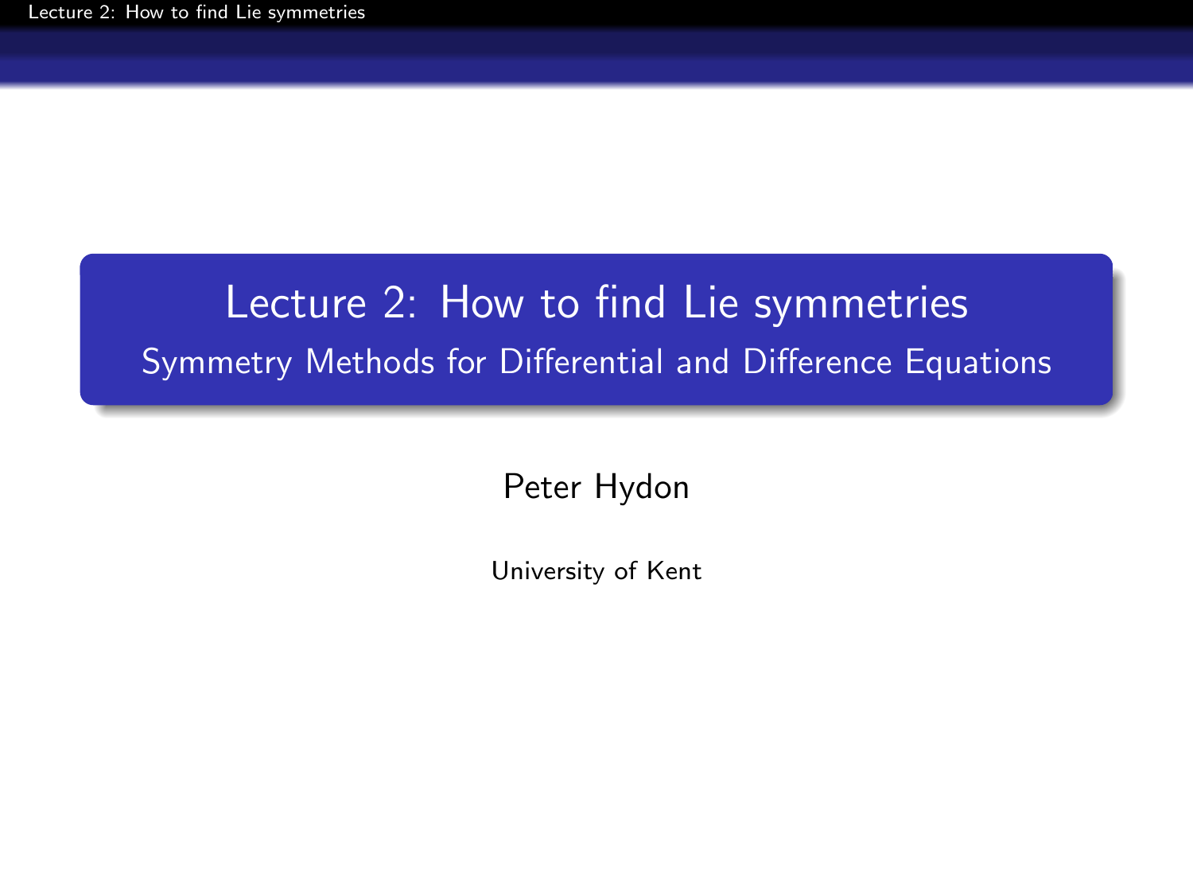# Lecture 2: How to find Lie symmetries

## Symmetry Methods for Differential and Difference Equations

Peter Hydon

University of Kent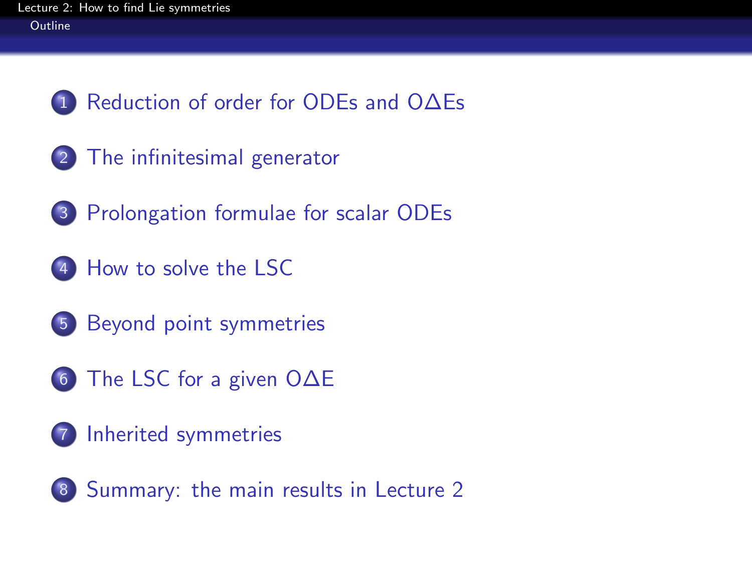1. Reduction of order for ODEs and OΔEs
2. The infinitesimal generator
3. Prolongation formulae for scalar ODEs
4. How to solve the LSC
5. Beyond point symmetries
6. The LSC for a given OΔE
7. Inherited symmetries
8. Summary: the main results in Lecture 2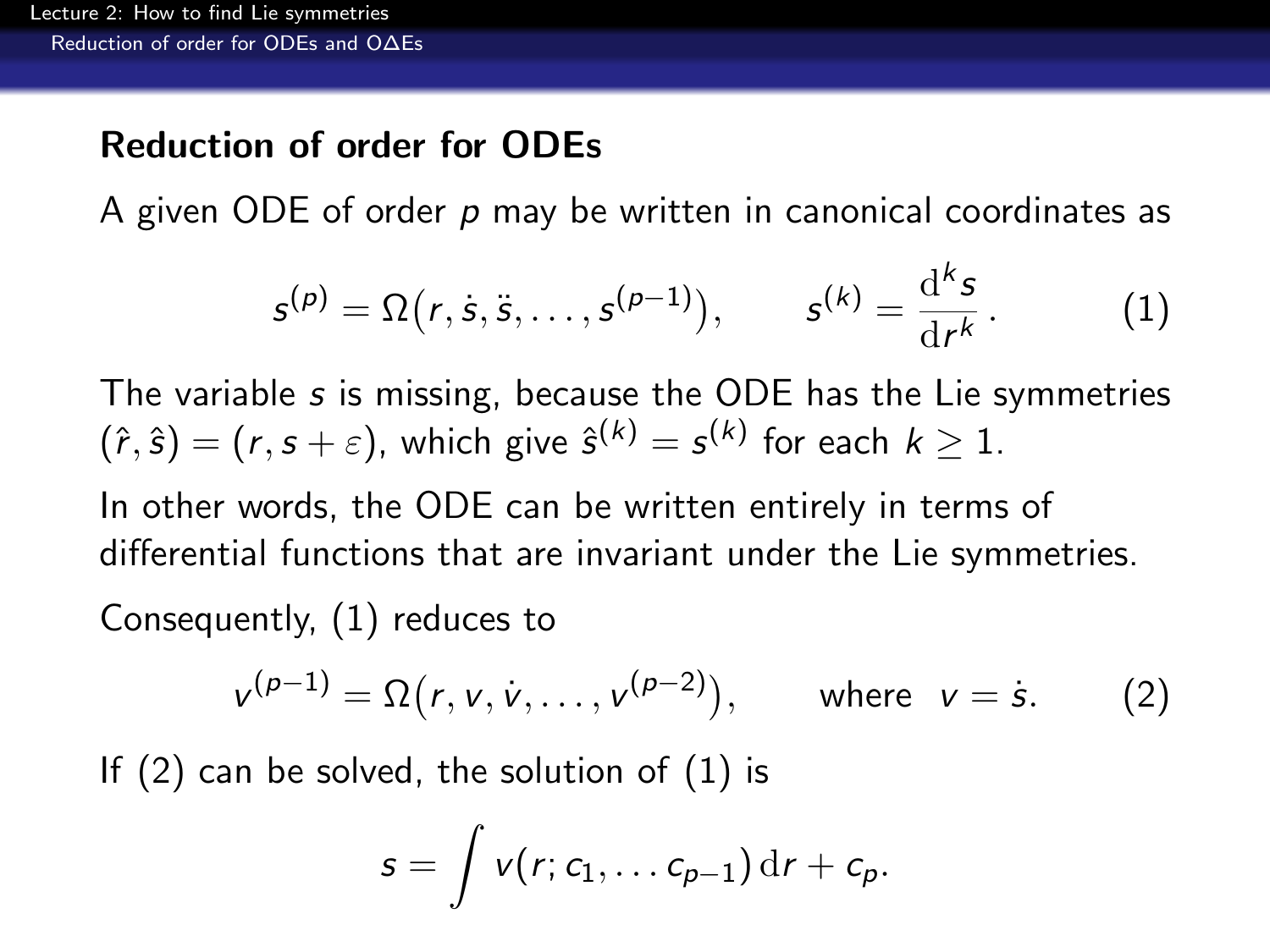## Reduction of order for ODEs

A given ODE of order $p$ may be written in canonical coordinates as

$$s^{(p)} = \Omega\big(r, \dot{s}, \ddot{s}, \ldots, s^{(p-1)}\big), \qquad s^{(k)} = \frac{\mathrm{d}^k s}{\mathrm{d}r^k}. \tag{1}$$

The variable $s$ is missing, because the ODE has the Lie symmetries $(\hat{r}, \hat{s}) = (r, s + \varepsilon)$, which give $\hat{s}^{(k)} = s^{(k)}$ for each $k \geq 1$.

In other words, the ODE can be written entirely in terms of differential functions that are invariant under the Lie symmetries.

Consequently, (1) reduces to

$$v^{(p-1)} = \Omega\big(r, v, \dot{v}, \ldots, v^{(p-2)}\big), \qquad \text{where} \;\; v = \dot{s}. \tag{2}$$

If (2) can be solved, the solution of (1) is

$$s = \int v(r; c_1, \ldots c_{p-1})\,\mathrm{d}r + c_p.$$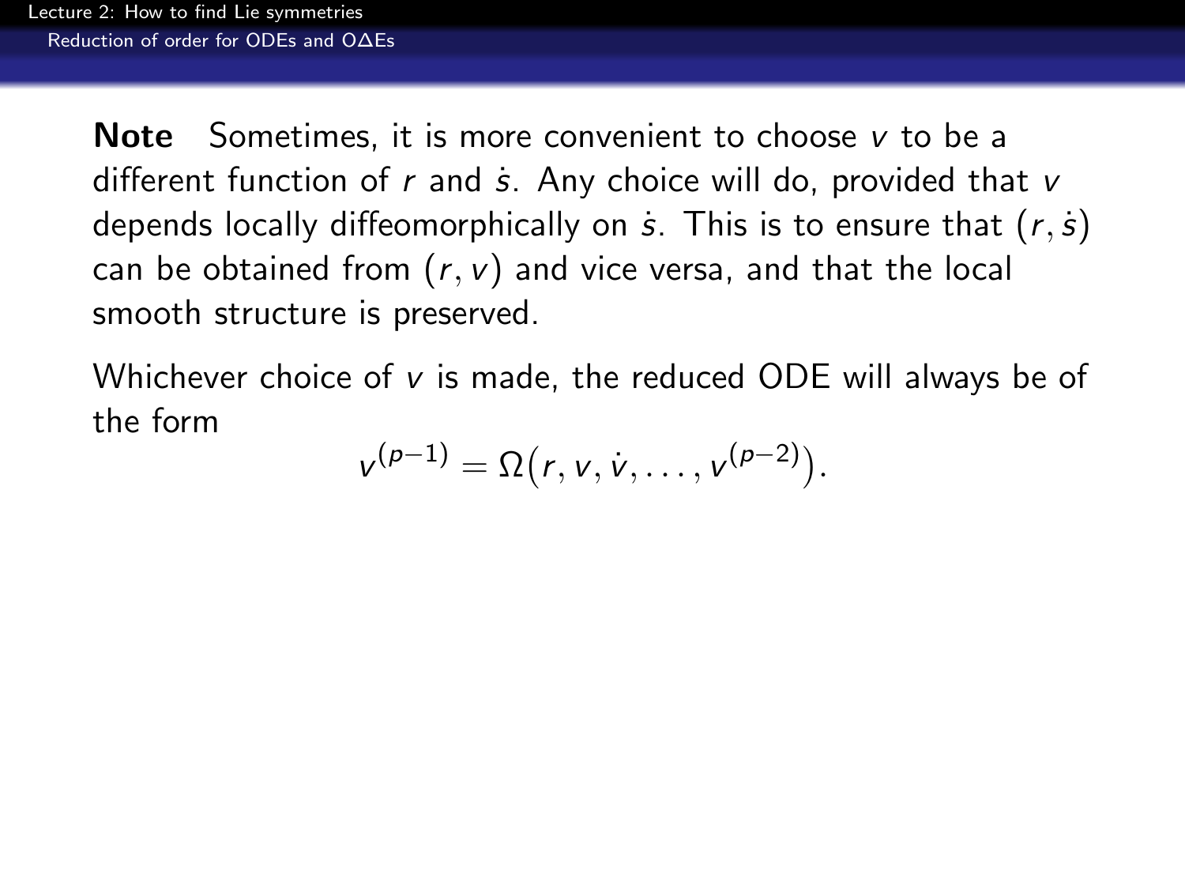**Note** Sometimes, it is more convenient to choose $v$ to be a different function of $r$ and $\dot{s}$. Any choice will do, provided that $v$ depends locally diffeomorphically on $\dot{s}$. This is to ensure that $(r, \dot{s})$ can be obtained from $(r, v)$ and vice versa, and that the local smooth structure is preserved.

Whichever choice of $v$ is made, the reduced ODE will always be of the form

$$v^{(p-1)} = \Omega\big(r, v, \dot{v}, \ldots, v^{(p-2)}\big).$$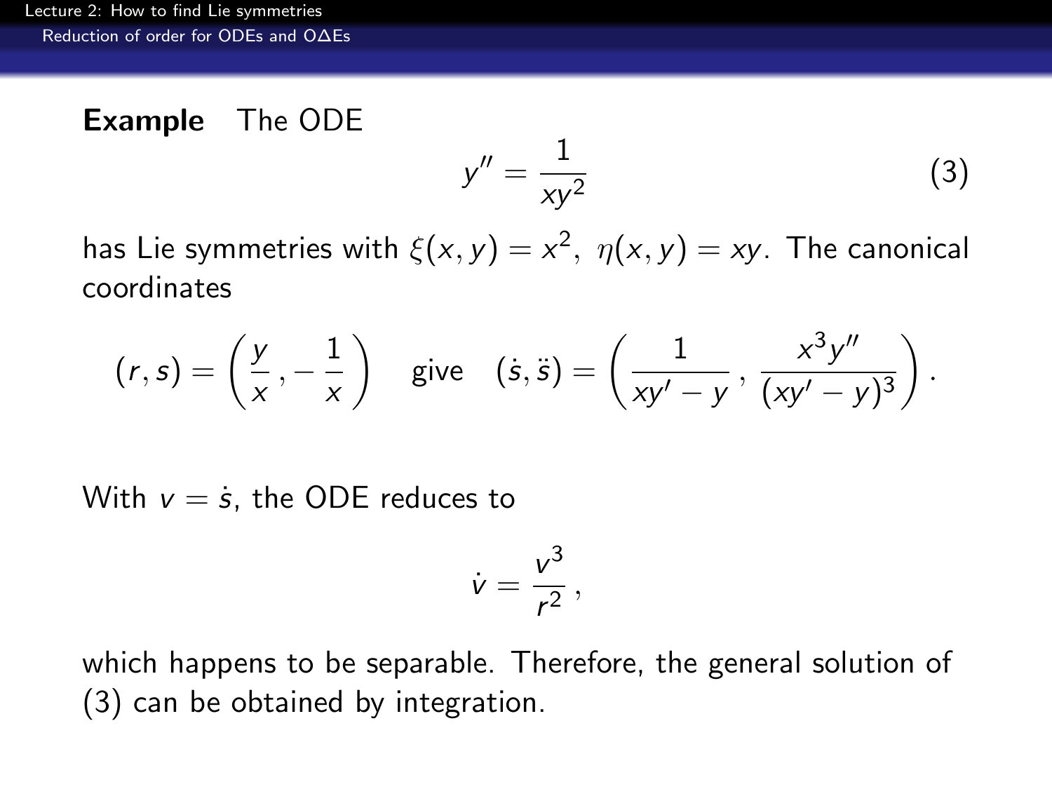**Example** The ODE

$$y'' = \frac{1}{xy^2} \tag{3}$$

has Lie symmetries with $\xi(x,y) = x^2,\ \eta(x,y) = xy$. The canonical coordinates

$$(r,s) = \left(\frac{y}{x}\,, -\frac{1}{x}\right) \quad \text{give} \quad (\dot{s}, \ddot{s}) = \left(\frac{1}{xy' - y}\,, \frac{x^3 y''}{(xy'-y)^3}\right).$$

With $v = \dot{s}$, the ODE reduces to

$$\dot{v} = \frac{v^3}{r^2}\,,$$

which happens to be separable. Therefore, the general solution of (3) can be obtained by integration.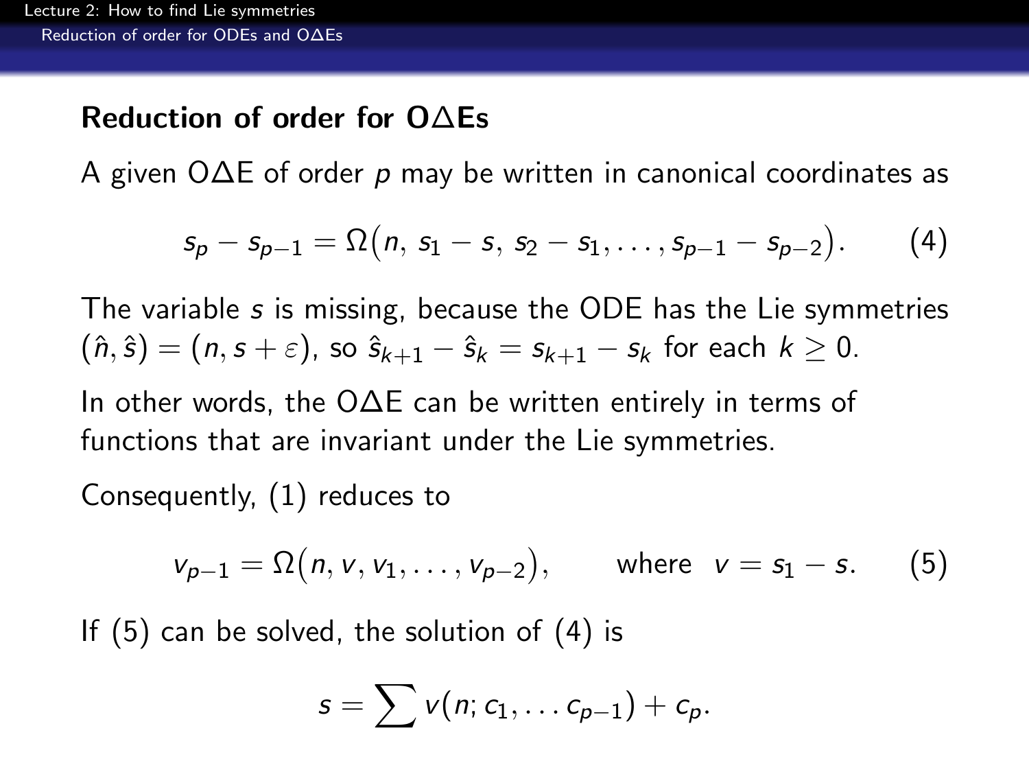## Reduction of order for O∆Es

A given O∆E of order $p$ may be written in canonical coordinates as

$$s_p - s_{p-1} = \Omega\big(n,\, s_1 - s,\, s_2 - s_1, \ldots, s_{p-1} - s_{p-2}\big). \qquad (4)$$

The variable $s$ is missing, because the ODE has the Lie symmetries $(\hat{n}, \hat{s}) = (n, s + \varepsilon)$, so $\hat{s}_{k+1} - \hat{s}_k = s_{k+1} - s_k$ for each $k \geq 0$.

In other words, the O∆E can be written entirely in terms of functions that are invariant under the Lie symmetries.

Consequently, (1) reduces to

$$v_{p-1} = \Omega\big(n, v, v_1, \ldots, v_{p-2}\big), \qquad \text{where} \quad v = s_1 - s. \qquad (5)$$

If (5) can be solved, the solution of (4) is

$$s = \sum v(n; c_1, \ldots c_{p-1}) + c_p.$$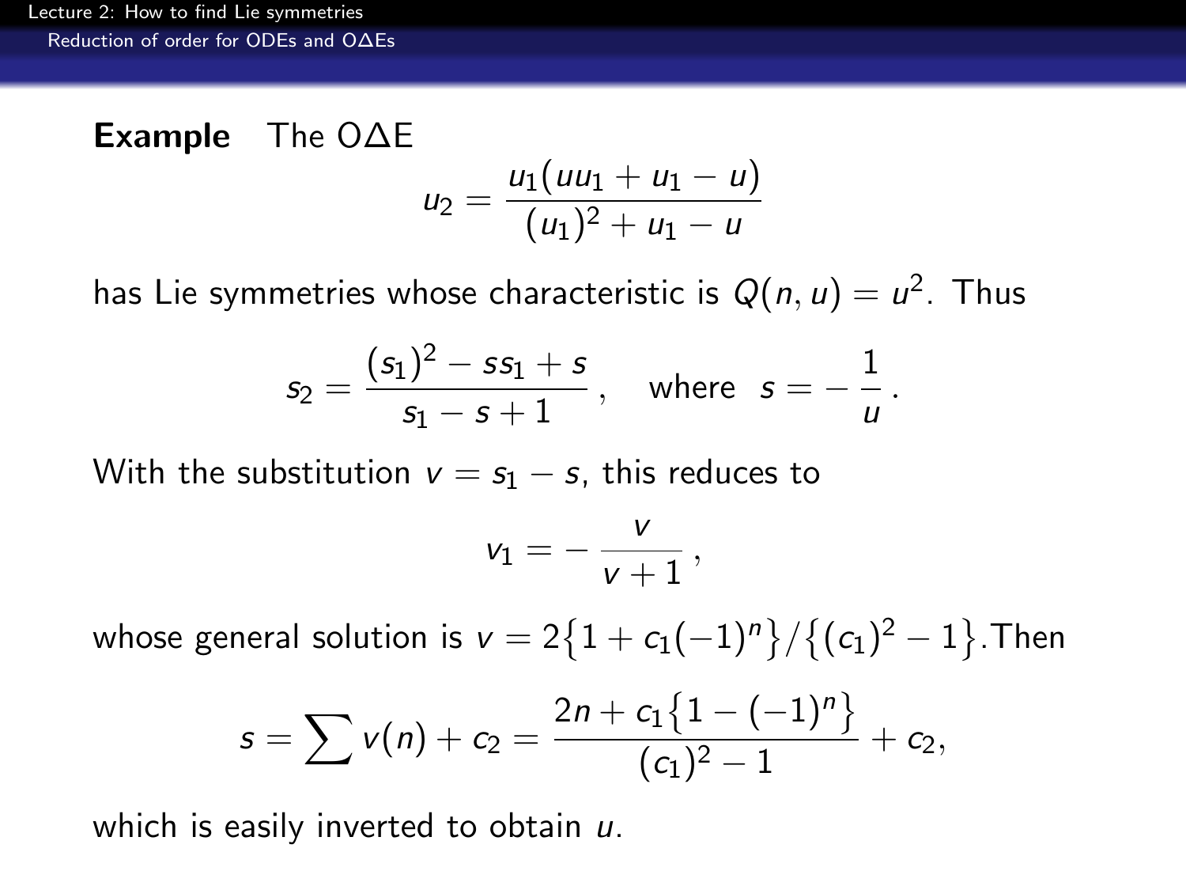**Example** The O$\Delta$E

$$u_2 = \frac{u_1(uu_1 + u_1 - u)}{(u_1)^2 + u_1 - u}$$

has Lie symmetries whose characteristic is $Q(n, u) = u^2$. Thus

$$s_2 = \frac{(s_1)^2 - ss_1 + s}{s_1 - s + 1}\,, \quad \text{where} \;\; s = -\,\frac{1}{u}\,.$$

With the substitution $v = s_1 - s$, this reduces to

$$v_1 = -\,\frac{v}{v+1}\,,$$

whose general solution is $v = 2\{1 + c_1(-1)^n\}/\{(c_1)^2 - 1\}$. Then

$$s = \sum v(n) + c_2 = \frac{2n + c_1\{1 - (-1)^n\}}{(c_1)^2 - 1} + c_2,$$

which is easily inverted to obtain $u$.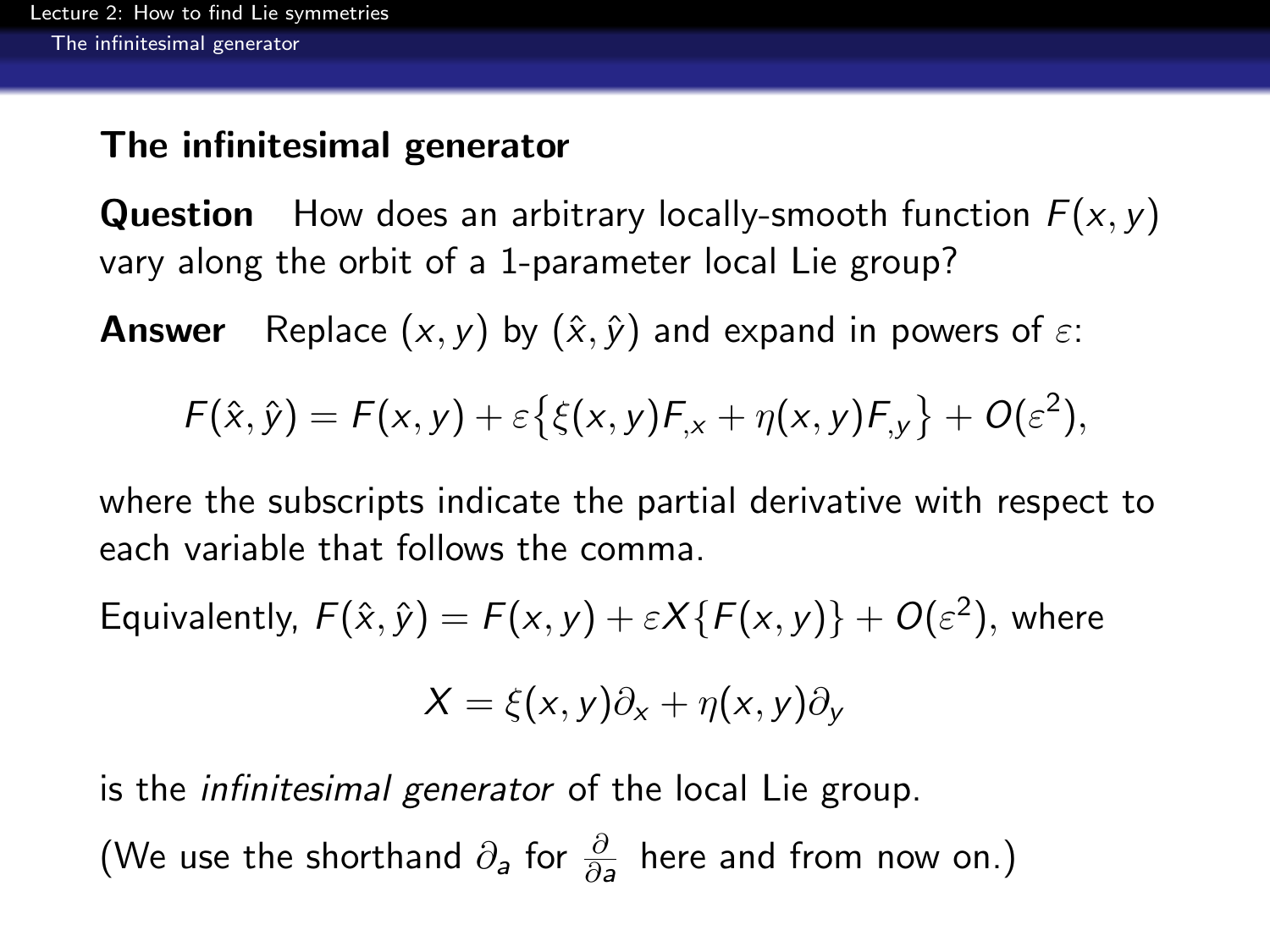## The infinitesimal generator

**Question** How does an arbitrary locally-smooth function $F(x, y)$ vary along the orbit of a 1-parameter local Lie group?

**Answer** Replace $(x, y)$ by $(\hat{x}, \hat{y})$ and expand in powers of $\varepsilon$:

$$F(\hat{x}, \hat{y}) = F(x, y) + \varepsilon\left\{\xi(x, y)F_{,x} + \eta(x, y)F_{,y}\right\} + O(\varepsilon^2),$$

where the subscripts indicate the partial derivative with respect to each variable that follows the comma.

Equivalently, $F(\hat{x}, \hat{y}) = F(x, y) + \varepsilon X\{F(x, y)\} + O(\varepsilon^2)$, where

$$X = \xi(x, y)\partial_x + \eta(x, y)\partial_y$$

is the *infinitesimal generator* of the local Lie group.

(We use the shorthand $\partial_a$ for $\frac{\partial}{\partial a}$ here and from now on.)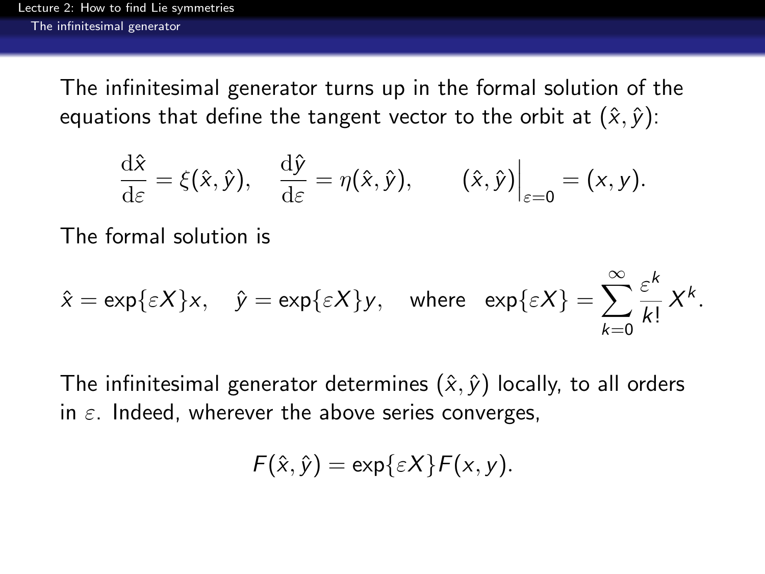The infinitesimal generator turns up in the formal solution of the equations that define the tangent vector to the orbit at $(\hat{x}, \hat{y})$:

$$\frac{\mathrm{d}\hat{x}}{\mathrm{d}\varepsilon} = \xi(\hat{x}, \hat{y}), \quad \frac{\mathrm{d}\hat{y}}{\mathrm{d}\varepsilon} = \eta(\hat{x}, \hat{y}), \qquad (\hat{x}, \hat{y})\Big|_{\varepsilon=0} = (x, y).$$

The formal solution is

$$\hat{x} = \exp\{\varepsilon X\}x, \quad \hat{y} = \exp\{\varepsilon X\}y, \quad \text{where} \quad \exp\{\varepsilon X\} = \sum_{k=0}^{\infty} \frac{\varepsilon^k}{k!} X^k.$$

The infinitesimal generator determines $(\hat{x}, \hat{y})$ locally, to all orders in $\varepsilon$. Indeed, wherever the above series converges,

$$F(\hat{x}, \hat{y}) = \exp\{\varepsilon X\} F(x, y).$$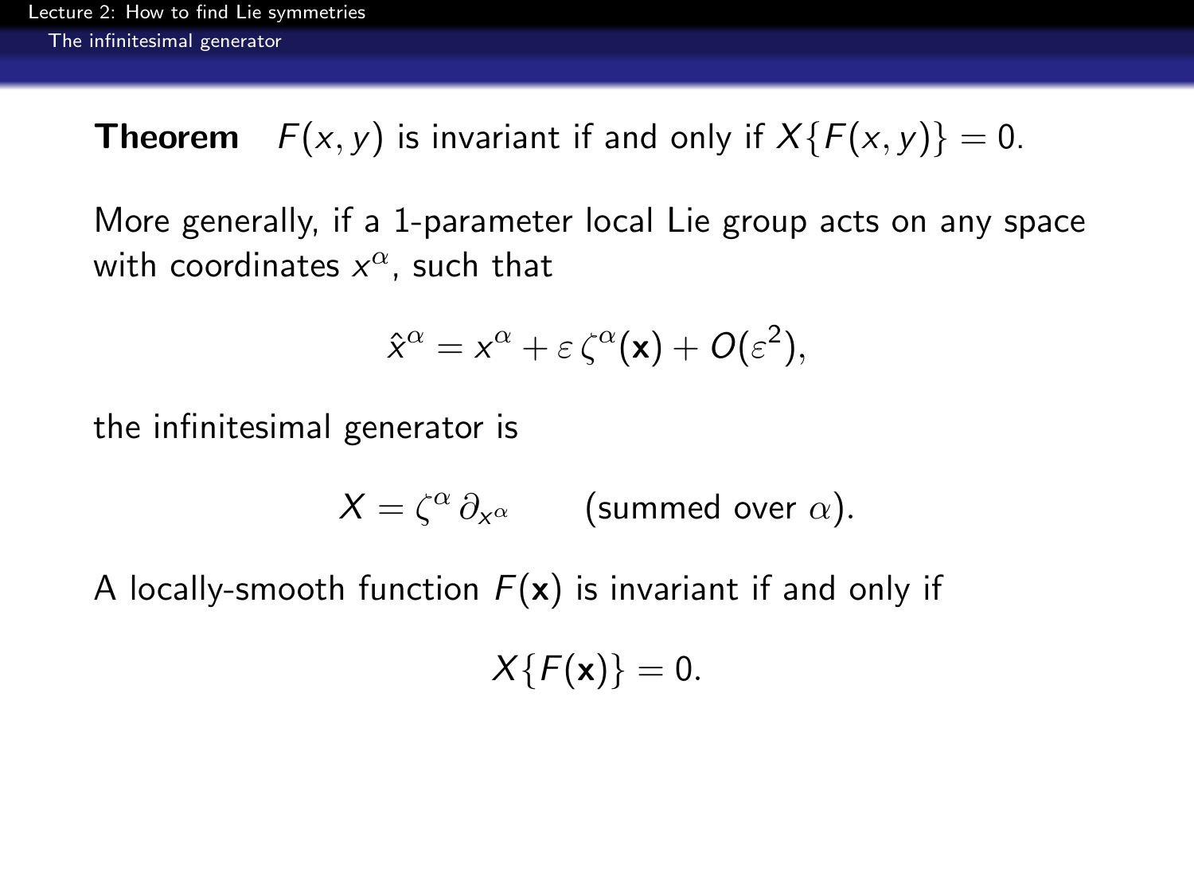**Theorem** $F(x, y)$ is invariant if and only if $X\{F(x, y)\} = 0$.

More generally, if a 1-parameter local Lie group acts on any space with coordinates $x^\alpha$, such that

$$\hat{x}^\alpha = x^\alpha + \varepsilon\, \zeta^\alpha(\mathbf{x}) + O(\varepsilon^2),$$

the infinitesimal generator is

$$X = \zeta^\alpha\, \partial_{x^\alpha} \qquad \text{(summed over } \alpha\text{)}.$$

A locally-smooth function $F(\mathbf{x})$ is invariant if and only if

$$X\{F(\mathbf{x})\} = 0.$$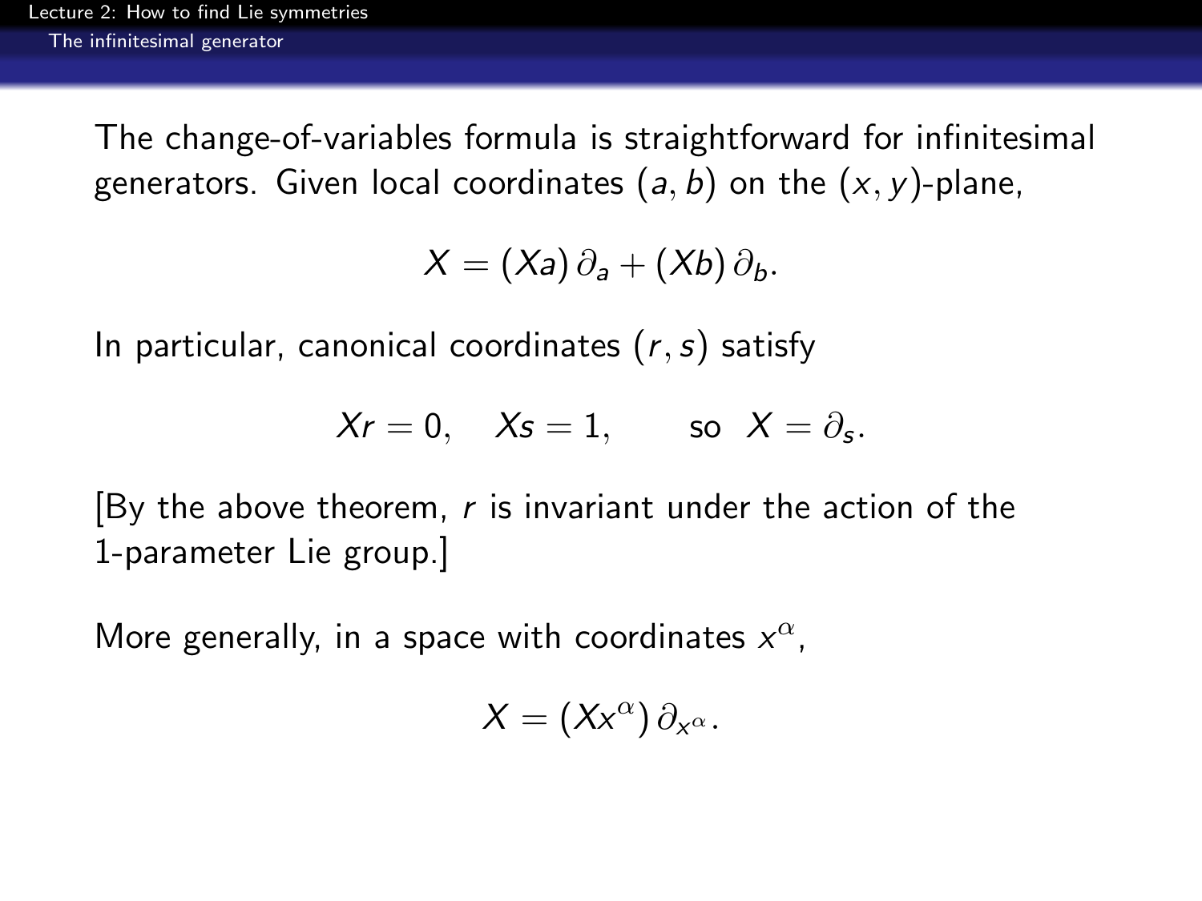The change-of-variables formula is straightforward for infinitesimal generators. Given local coordinates $(a, b)$ on the $(x, y)$-plane,

$$X = (Xa)\,\partial_a + (Xb)\,\partial_b.$$

In particular, canonical coordinates $(r, s)$ satisfy

$$Xr = 0, \quad Xs = 1, \qquad \text{so} \;\; X = \partial_s.$$

[By the above theorem, $r$ is invariant under the action of the 1-parameter Lie group.]

More generally, in a space with coordinates $x^\alpha$,

$$X = (Xx^\alpha)\,\partial_{x^\alpha}.$$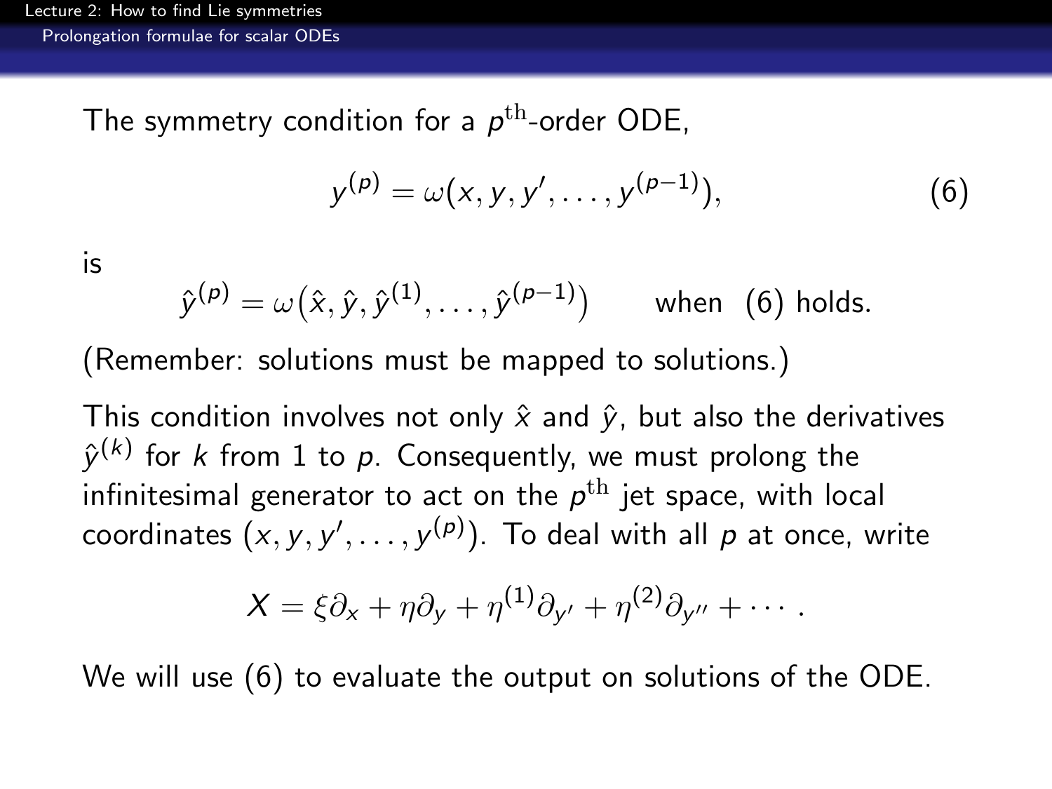The symmetry condition for a $p^{\text{th}}$-order ODE,

$$y^{(p)} = \omega(x, y, y', \ldots, y^{(p-1)}), \tag{6}$$

is

$$\hat{y}^{(p)} = \omega\big(\hat{x}, \hat{y}, \hat{y}^{(1)}, \ldots, \hat{y}^{(p-1)}\big) \qquad \text{when (6) holds.}$$

(Remember: solutions must be mapped to solutions.)

This condition involves not only $\hat{x}$ and $\hat{y}$, but also the derivatives $\hat{y}^{(k)}$ for $k$ from 1 to $p$. Consequently, we must prolong the infinitesimal generator to act on the $p^{\text{th}}$ jet space, with local coordinates $(x, y, y', \ldots, y^{(p)})$. To deal with all $p$ at once, write

$$X = \xi \partial_x + \eta \partial_y + \eta^{(1)} \partial_{y'} + \eta^{(2)} \partial_{y''} + \cdots .$$

We will use (6) to evaluate the output on solutions of the ODE.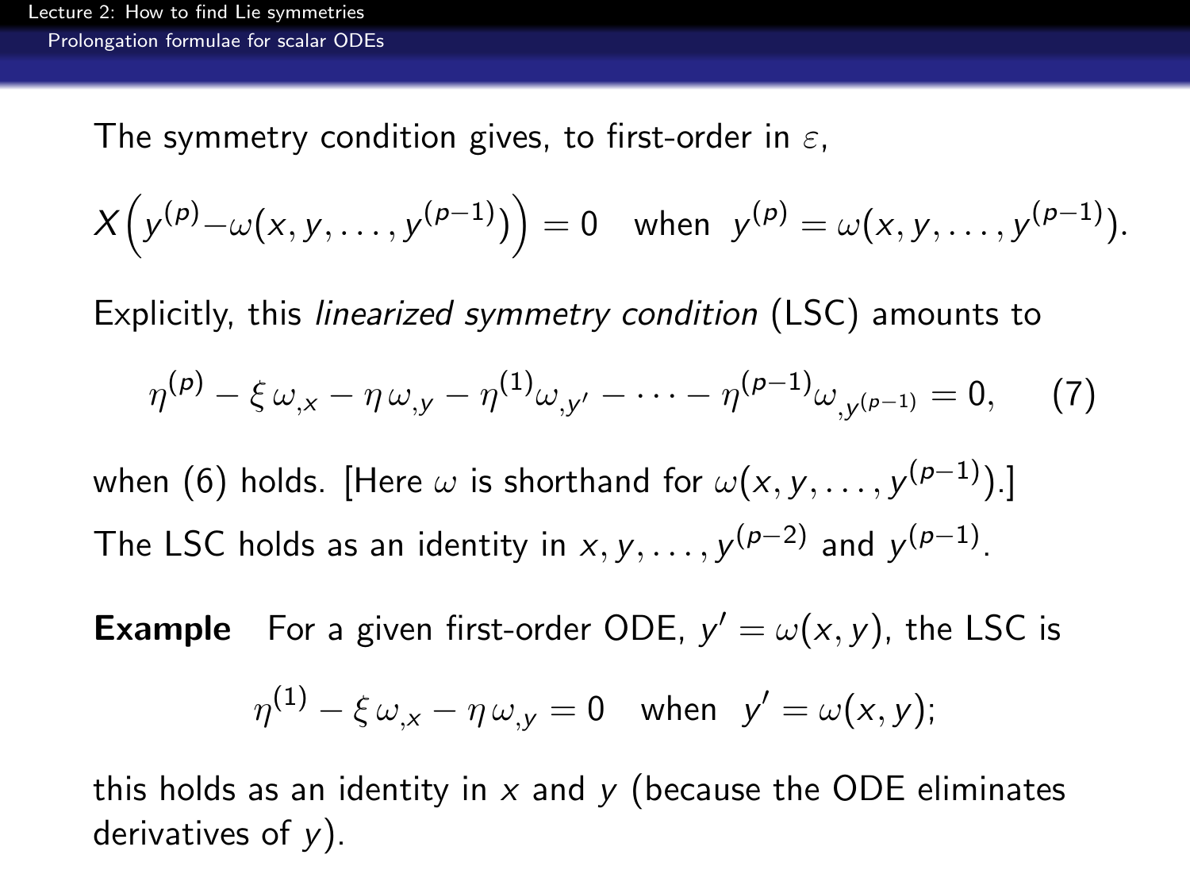The symmetry condition gives, to first-order in $\varepsilon$,

$$X\Big(y^{(p)} - \omega(x, y, \ldots, y^{(p-1)})\Big) = 0 \quad \text{when} \;\; y^{(p)} = \omega(x, y, \ldots, y^{(p-1)}).$$

Explicitly, this *linearized symmetry condition* (LSC) amounts to

$$\eta^{(p)} - \xi\,\omega_{,x} - \eta\,\omega_{,y} - \eta^{(1)}\omega_{,y'} - \cdots - \eta^{(p-1)}\omega_{,y^{(p-1)}} = 0, \qquad (7)$$

when (6) holds. [Here $\omega$ is shorthand for $\omega(x, y, \ldots, y^{(p-1)})$.]

The LSC holds as an identity in $x, y, \ldots, y^{(p-2)}$ and $y^{(p-1)}$.

**Example** For a given first-order ODE, $y' = \omega(x, y)$, the LSC is

$$\eta^{(1)} - \xi\,\omega_{,x} - \eta\,\omega_{,y} = 0 \quad \text{when} \;\; y' = \omega(x, y);$$

this holds as an identity in $x$ and $y$ (because the ODE eliminates derivatives of $y$).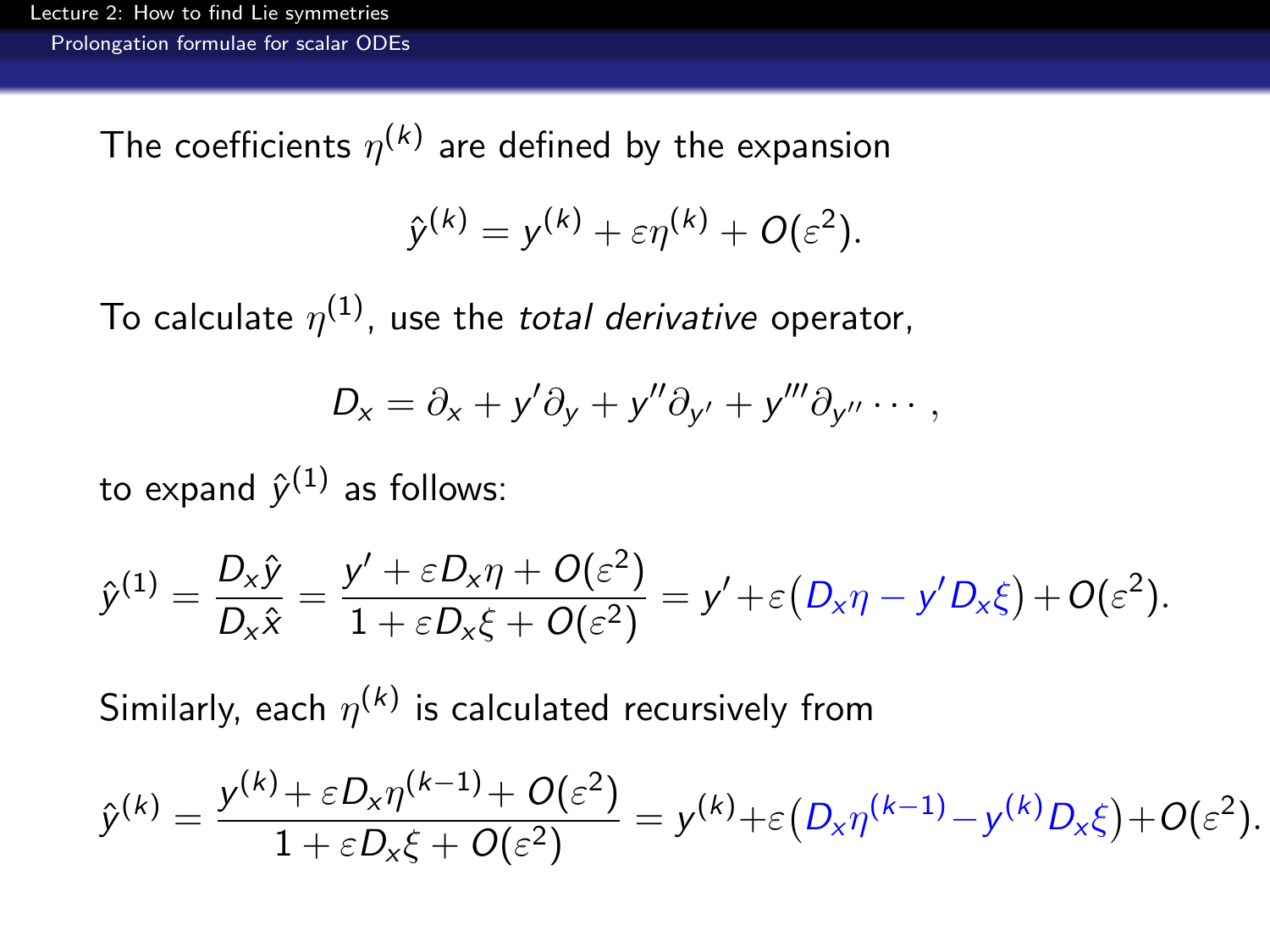The coefficients $\eta^{(k)}$ are defined by the expansion

$$\hat{y}^{(k)} = y^{(k)} + \varepsilon \eta^{(k)} + O(\varepsilon^2).$$

To calculate $\eta^{(1)}$, use the *total derivative* operator,

$$D_x = \partial_x + y' \partial_y + y'' \partial_{y'} + y''' \partial_{y''} \cdots ,$$

to expand $\hat{y}^{(1)}$ as follows:

$$\hat{y}^{(1)} = \frac{D_x \hat{y}}{D_x \hat{x}} = \frac{y' + \varepsilon D_x \eta + O(\varepsilon^2)}{1 + \varepsilon D_x \xi + O(\varepsilon^2)} = y' + \varepsilon \big( D_x \eta - y' D_x \xi \big) + O(\varepsilon^2).$$

Similarly, each $\eta^{(k)}$ is calculated recursively from

$$\hat{y}^{(k)} = \frac{y^{(k)} + \varepsilon D_x \eta^{(k-1)} + O(\varepsilon^2)}{1 + \varepsilon D_x \xi + O(\varepsilon^2)} = y^{(k)} + \varepsilon \big( D_x \eta^{(k-1)} - y^{(k)} D_x \xi \big) + O(\varepsilon^2).$$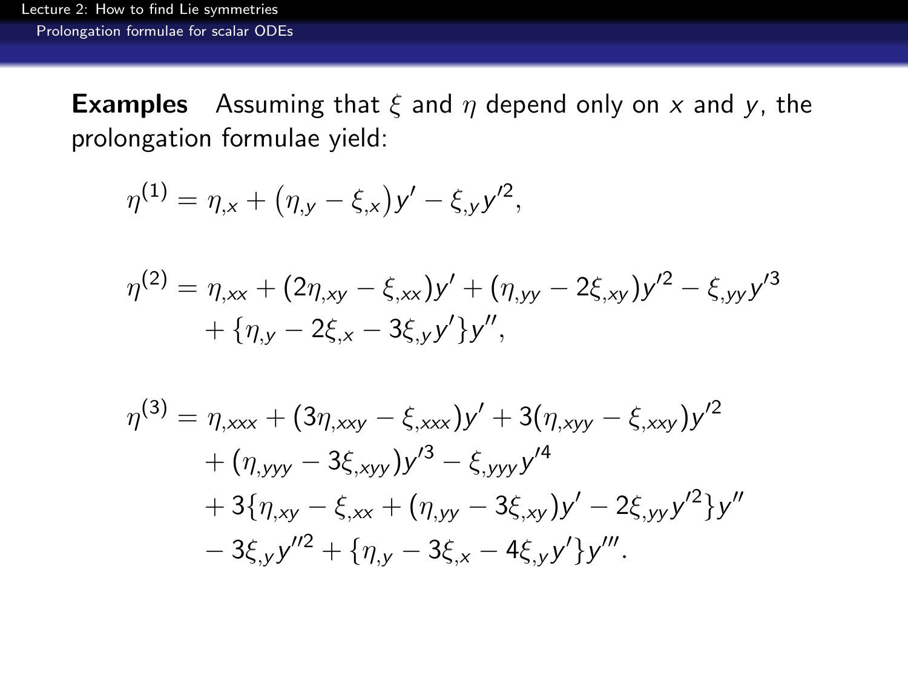**Examples** Assuming that $\xi$ and $\eta$ depend only on $x$ and $y$, the prolongation formulae yield:

$$\eta^{(1)} = \eta_{,x} + \big(\eta_{,y} - \xi_{,x}\big)y' - \xi_{,y}y'^2,$$

$$\begin{aligned}
\eta^{(2)} = {} & \eta_{,xx} + (2\eta_{,xy} - \xi_{,xx})y' + (\eta_{,yy} - 2\xi_{,xy})y'^2 - \xi_{,yy}y'^3 \\
& + \{\eta_{,y} - 2\xi_{,x} - 3\xi_{,y}y'\}y'',
\end{aligned}$$

$$\begin{aligned}
\eta^{(3)} = {} & \eta_{,xxx} + (3\eta_{,xxy} - \xi_{,xxx})y' + 3(\eta_{,xyy} - \xi_{,xxy})y'^2 \\
& + (\eta_{,yyy} - 3\xi_{,xyy})y'^3 - \xi_{,yyy}y'^4 \\
& + 3\{\eta_{,xy} - \xi_{,xx} + (\eta_{,yy} - 3\xi_{,xy})y' - 2\xi_{,yy}y'^2\}y'' \\
& - 3\xi_{,y}y''^2 + \{\eta_{,y} - 3\xi_{,x} - 4\xi_{,y}y'\}y'''.
\end{aligned}$$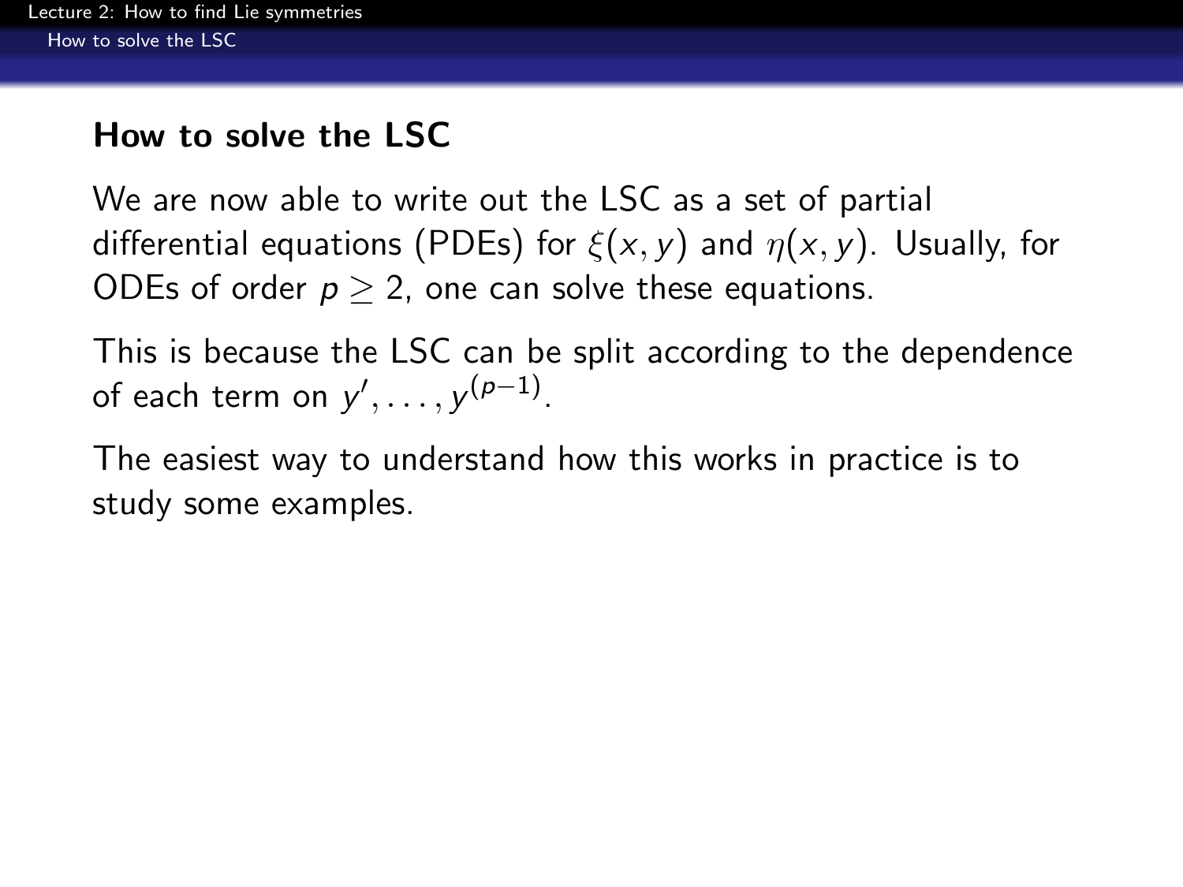## How to solve the LSC

We are now able to write out the LSC as a set of partial differential equations (PDEs) for $\xi(x, y)$ and $\eta(x, y)$. Usually, for ODEs of order $p \geq 2$, one can solve these equations.

This is because the LSC can be split according to the dependence of each term on $y', \ldots, y^{(p-1)}$.

The easiest way to understand how this works in practice is to study some examples.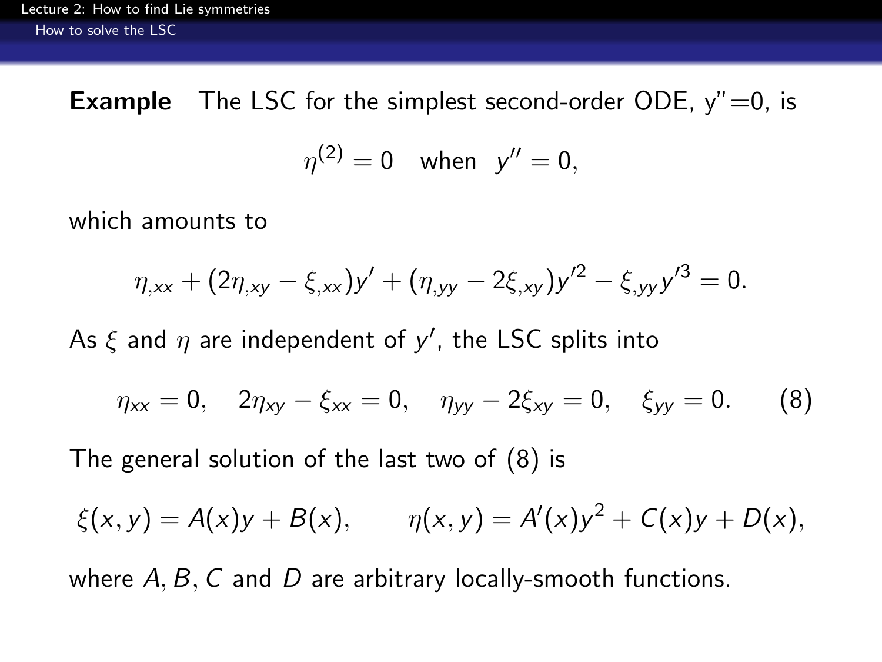**Example** The LSC for the simplest second-order ODE, y"=0, is

$$\eta^{(2)} = 0 \quad \text{when} \quad y'' = 0,$$

which amounts to

$$\eta_{,xx} + (2\eta_{,xy} - \xi_{,xx})y' + (\eta_{,yy} - 2\xi_{,xy})y'^2 - \xi_{,yy}y'^3 = 0.$$

As $\xi$ and $\eta$ are independent of $y'$, the LSC splits into

$$\eta_{xx} = 0, \quad 2\eta_{xy} - \xi_{xx} = 0, \quad \eta_{yy} - 2\xi_{xy} = 0, \quad \xi_{yy} = 0. \qquad (8)$$

The general solution of the last two of (8) is

$$\xi(x, y) = A(x)y + B(x), \qquad \eta(x, y) = A'(x)y^2 + C(x)y + D(x),$$

where $A, B, C$ and $D$ are arbitrary locally-smooth functions.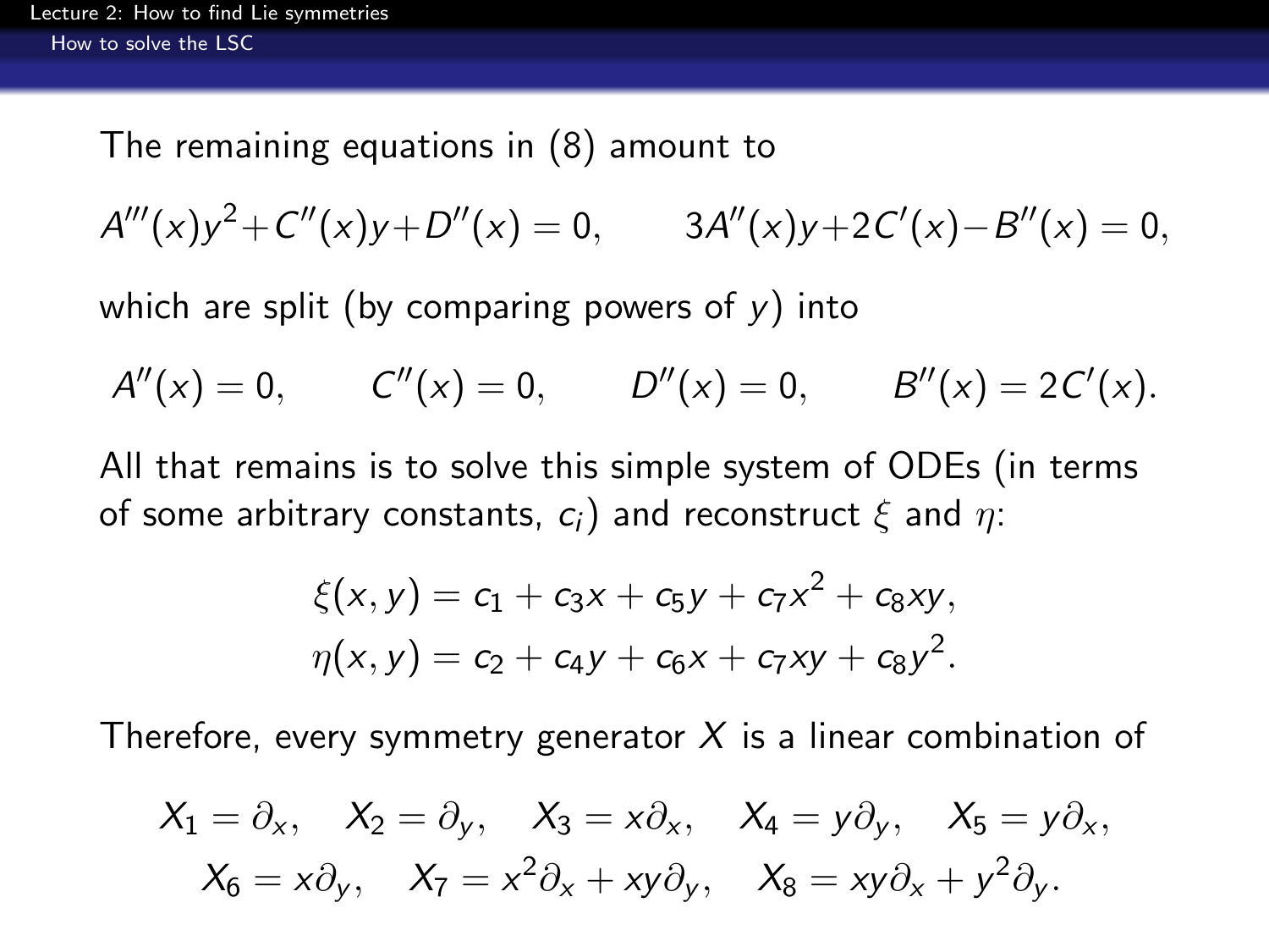The remaining equations in (8) amount to

$$A'''(x)y^2 + C''(x)y + D''(x) = 0, \qquad 3A''(x)y + 2C'(x) - B''(x) = 0,$$

which are split (by comparing powers of $y$) into

$$A''(x) = 0, \qquad C''(x) = 0, \qquad D''(x) = 0, \qquad B''(x) = 2C'(x).$$

All that remains is to solve this simple system of ODEs (in terms of some arbitrary constants, $c_i$) and reconstruct $\xi$ and $\eta$:

$$\xi(x,y) = c_1 + c_3 x + c_5 y + c_7 x^2 + c_8 xy,$$
$$\eta(x,y) = c_2 + c_4 y + c_6 x + c_7 xy + c_8 y^2.$$

Therefore, every symmetry generator $X$ is a linear combination of

$$X_1 = \partial_x, \quad X_2 = \partial_y, \quad X_3 = x\partial_x, \quad X_4 = y\partial_y, \quad X_5 = y\partial_x,$$
$$X_6 = x\partial_y, \quad X_7 = x^2\partial_x + xy\partial_y, \quad X_8 = xy\partial_x + y^2\partial_y.$$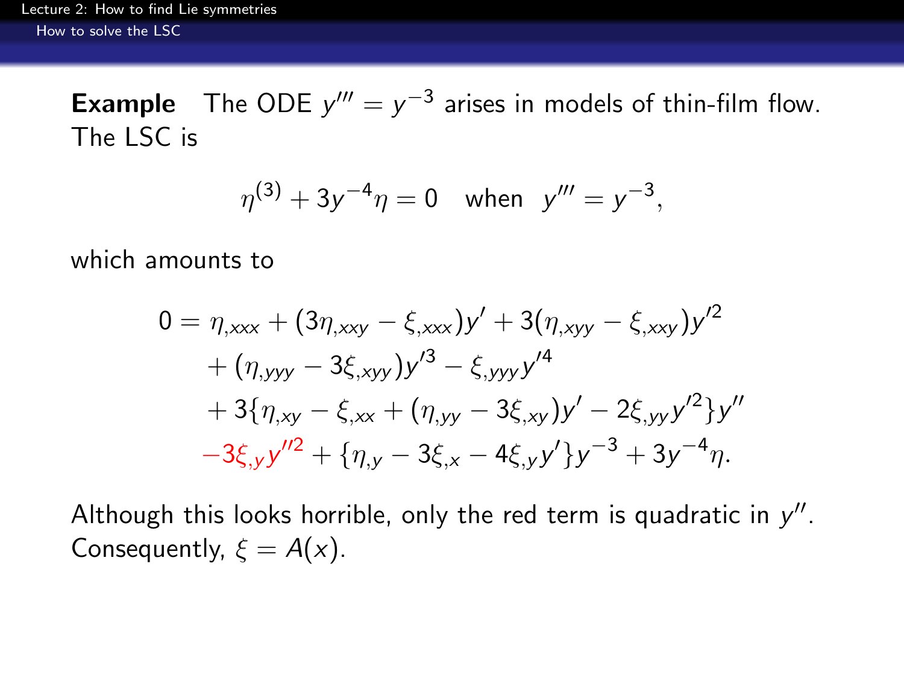**Example** The ODE $y''' = y^{-3}$ arises in models of thin-film flow. The LSC is

$$\eta^{(3)} + 3y^{-4}\eta = 0 \quad \text{when} \quad y''' = y^{-3},$$

which amounts to

$$\begin{aligned}
0 = \; & \eta_{,xxx} + (3\eta_{,xxy} - \xi_{,xxx})y' + 3(\eta_{,xyy} - \xi_{,xxy})y'^2 \\
& + (\eta_{,yyy} - 3\xi_{,xyy})y'^3 - \xi_{,yyy}y'^4 \\
& + 3\{\eta_{,xy} - \xi_{,xx} + (\eta_{,yy} - 3\xi_{,xy})y' - 2\xi_{,yy}y'^2\}y'' \\
& - 3\xi_{,y}y''^2 + \{\eta_{,y} - 3\xi_{,x} - 4\xi_{,y}y'\}y^{-3} + 3y^{-4}\eta.
\end{aligned}$$

Although this looks horrible, only the red term is quadratic in $y''$. Consequently, $\xi = A(x)$.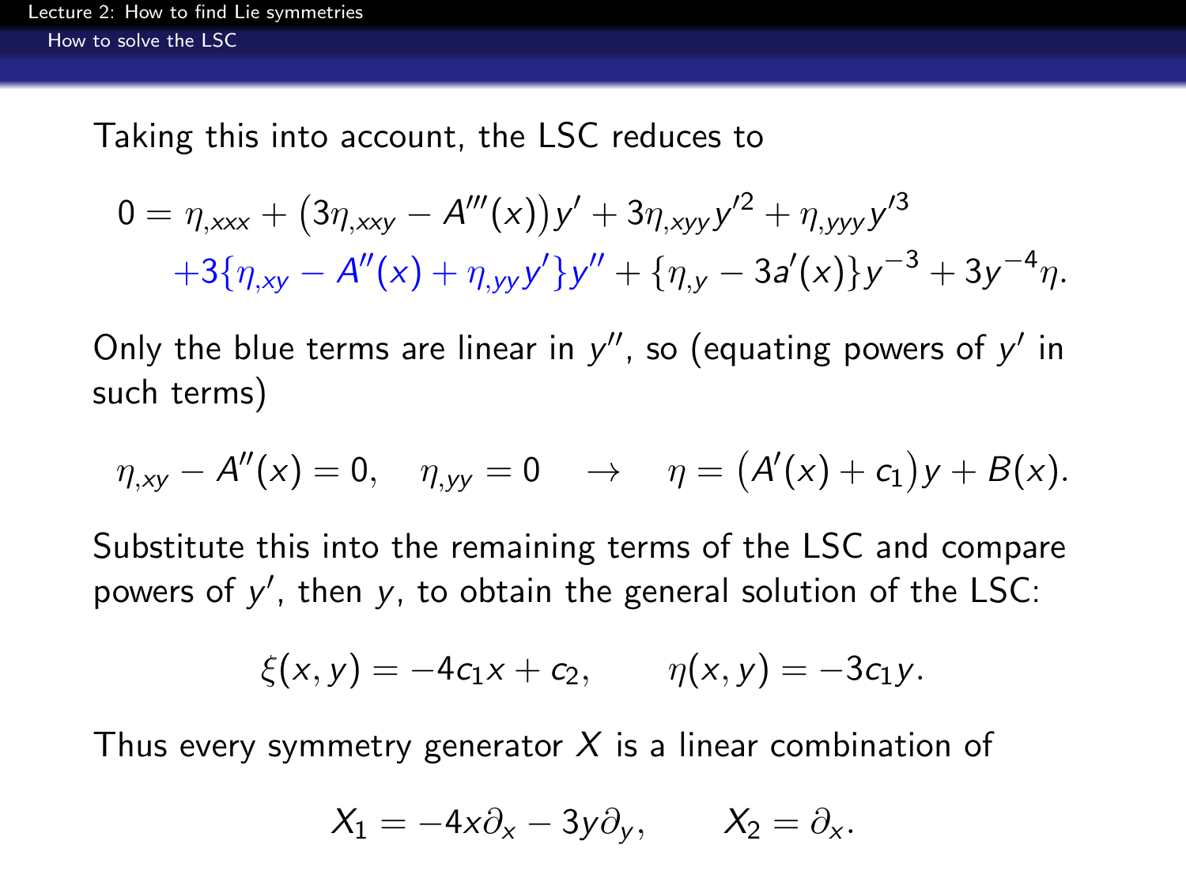Taking this into account, the LSC reduces to

$$
\begin{aligned}
0 = \eta_{,xxx} &+ \big(3\eta_{,xxy} - A'''(x)\big)y' + 3\eta_{,xyy}y'^2 + \eta_{,yyy}y'^3 \\
&+3\{\eta_{,xy} - A''(x) + \eta_{,yy}y'\}y'' + \{\eta_{,y} - 3a'(x)\}y^{-3} + 3y^{-4}\eta.
\end{aligned}
$$

Only the blue terms are linear in $y''$, so (equating powers of $y'$ in such terms)

$$
\eta_{,xy} - A''(x) = 0, \quad \eta_{,yy} = 0 \quad \rightarrow \quad \eta = \big(A'(x) + c_1\big)y + B(x).
$$

Substitute this into the remaining terms of the LSC and compare powers of $y'$, then $y$, to obtain the general solution of the LSC:

$$
\xi(x,y) = -4c_1 x + c_2, \qquad \eta(x,y) = -3c_1 y.
$$

Thus every symmetry generator $X$ is a linear combination of

$$
X_1 = -4x\partial_x - 3y\partial_y, \qquad X_2 = \partial_x.
$$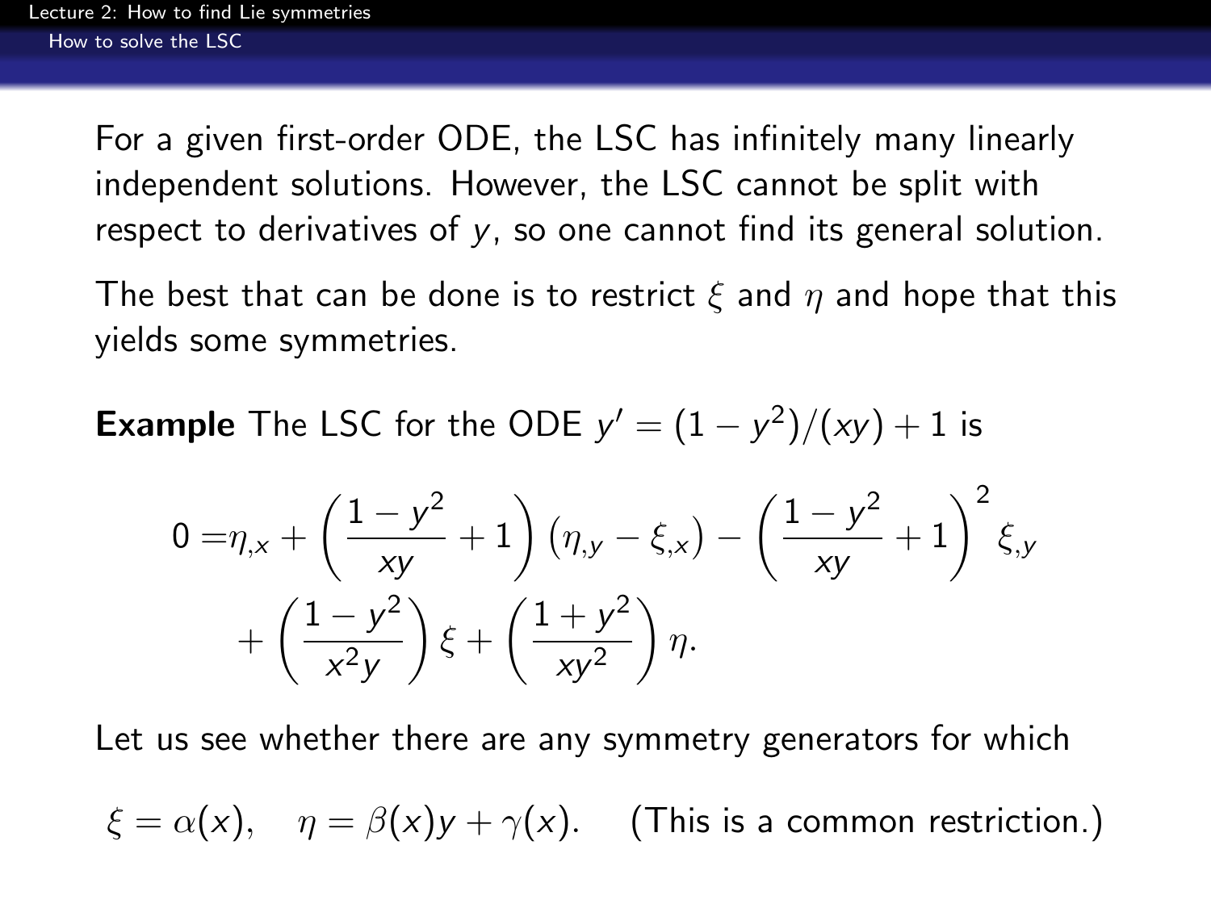For a given first-order ODE, the LSC has infinitely many linearly independent solutions. However, the LSC cannot be split with respect to derivatives of $y$, so one cannot find its general solution.

The best that can be done is to restrict $\xi$ and $\eta$ and hope that this yields some symmetries.

**Example** The LSC for the ODE $y' = (1 - y^2)/(xy) + 1$ is

$$
\begin{aligned}
0 = &\eta_{,x} + \left( \frac{1 - y^2}{xy} + 1 \right) (\eta_{,y} - \xi_{,x}) - \left( \frac{1 - y^2}{xy} + 1 \right)^2 \xi_{,y} \\
&+ \left( \frac{1 - y^2}{x^2 y} \right) \xi + \left( \frac{1 + y^2}{x y^2} \right) \eta.
\end{aligned}
$$

Let us see whether there are any symmetry generators for which

$\xi = \alpha(x), \quad \eta = \beta(x) y + \gamma(x).$ (This is a common restriction.)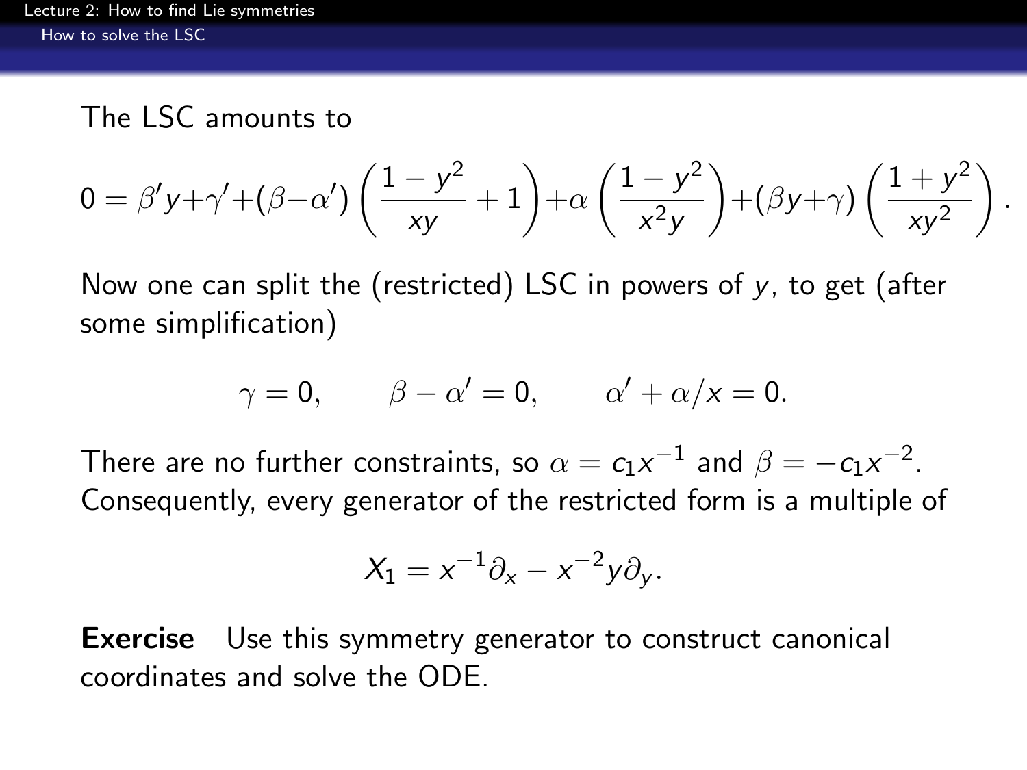The LSC amounts to

$$0 = \beta' y + \gamma' + (\beta - \alpha')\left(\frac{1-y^2}{xy} + 1\right) + \alpha\left(\frac{1-y^2}{x^2 y}\right) + (\beta y + \gamma)\left(\frac{1+y^2}{xy^2}\right).$$

Now one can split the (restricted) LSC in powers of $y$, to get (after some simplification)

$$\gamma = 0, \qquad \beta - \alpha' = 0, \qquad \alpha' + \alpha/x = 0.$$

There are no further constraints, so $\alpha = c_1 x^{-1}$ and $\beta = -c_1 x^{-2}$. Consequently, every generator of the restricted form is a multiple of

$$X_1 = x^{-1}\partial_x - x^{-2} y \partial_y.$$

**Exercise** Use this symmetry generator to construct canonical coordinates and solve the ODE.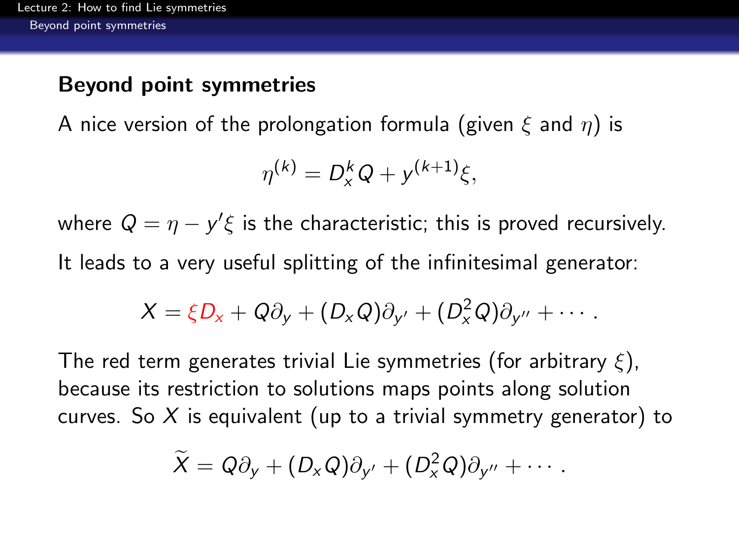## Beyond point symmetries

A nice version of the prolongation formula (given $\xi$ and $\eta$) is

$$\eta^{(k)} = D_x^k Q + y^{(k+1)}\xi,$$

where $Q = \eta - y'\xi$ is the characteristic; this is proved recursively.

It leads to a very useful splitting of the infinitesimal generator:

$$X = \xi D_x + Q\partial_y + (D_x Q)\partial_{y'} + (D_x^2 Q)\partial_{y''} + \cdots .$$

The red term generates trivial Lie symmetries (for arbitrary $\xi$), because its restriction to solutions maps points along solution curves. So $X$ is equivalent (up to a trivial symmetry generator) to

$$\widetilde{X} = Q\partial_y + (D_x Q)\partial_{y'} + (D_x^2 Q)\partial_{y''} + \cdots .$$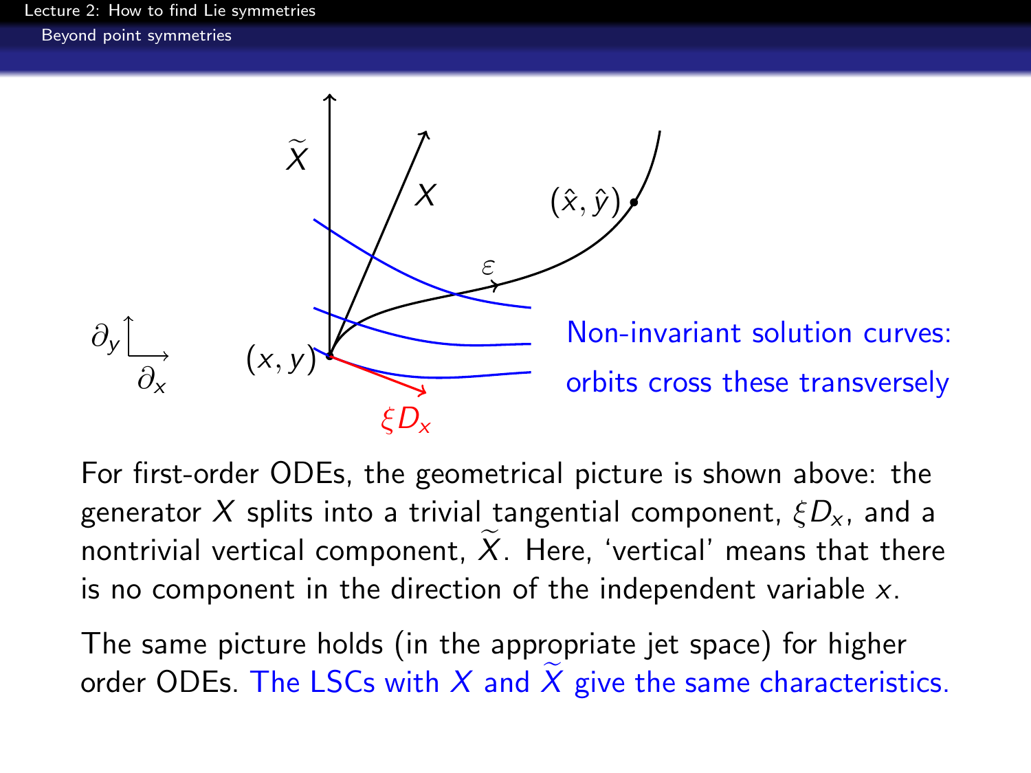For first-order ODEs, the geometrical picture is shown above: the generator $X$ splits into a trivial tangential component, $\xi D_x$, and a nontrivial vertical component, $\widetilde{X}$. Here, 'vertical' means that there is no component in the direction of the independent variable $x$.

The same picture holds (in the appropriate jet space) for higher order ODEs. The LSCs with $X$ and $\widetilde{X}$ give the same characteristics.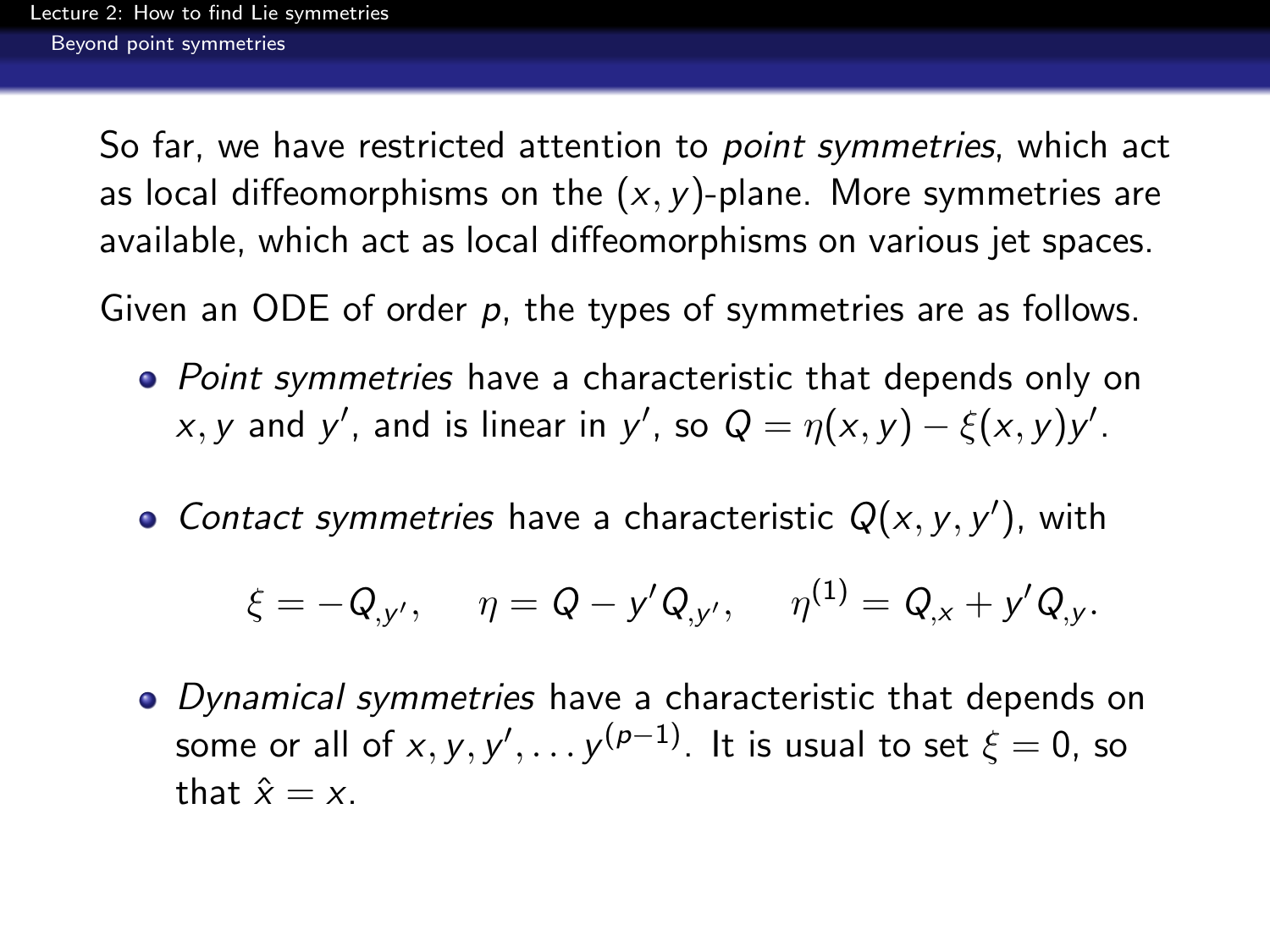So far, we have restricted attention to *point symmetries*, which act as local diffeomorphisms on the $(x, y)$-plane. More symmetries are available, which act as local diffeomorphisms on various jet spaces.

Given an ODE of order $p$, the types of symmetries are as follows.

- *Point symmetries* have a characteristic that depends only on $x, y$ and $y'$, and is linear in $y'$, so $Q = \eta(x, y) - \xi(x, y)y'$.

- *Contact symmetries* have a characteristic $Q(x, y, y')$, with

$$\xi = -Q_{,y'}, \quad \eta = Q - y' Q_{,y'}, \quad \eta^{(1)} = Q_{,x} + y' Q_{,y}.$$

- *Dynamical symmetries* have a characteristic that depends on some or all of $x, y, y', \ldots y^{(p-1)}$. It is usual to set $\xi = 0$, so that $\hat{x} = x$.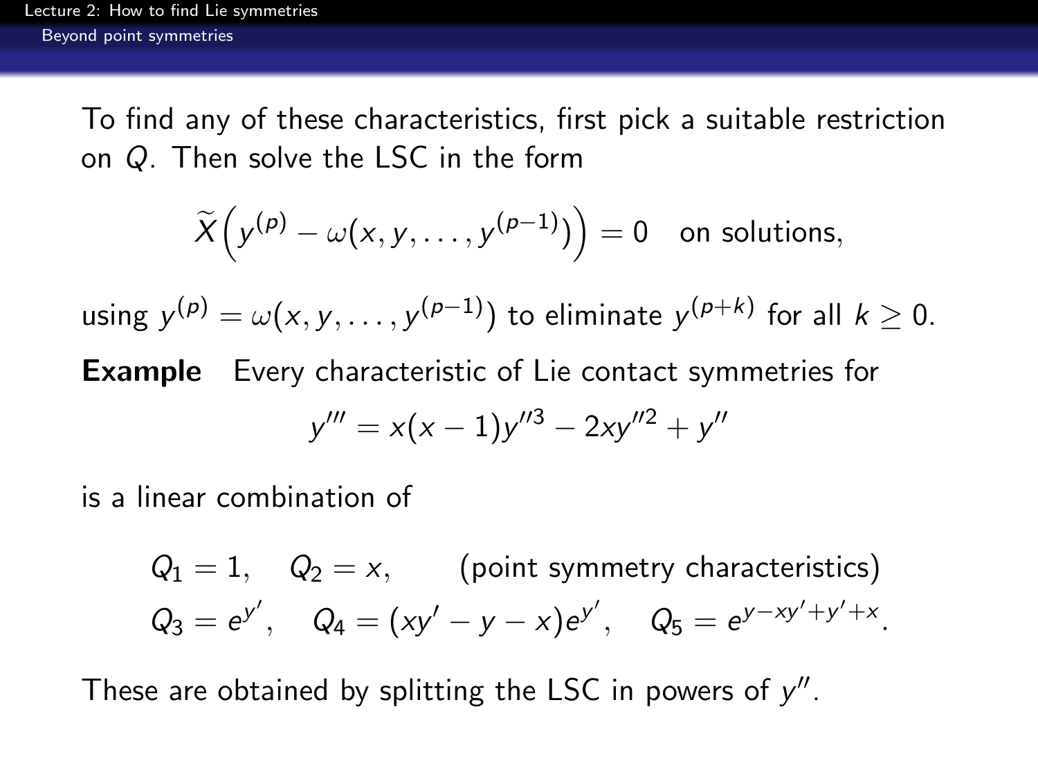To find any of these characteristics, first pick a suitable restriction on $Q$. Then solve the LSC in the form

$$\widetilde{X}\left(y^{(p)} - \omega(x, y, \dots, y^{(p-1)})\right) = 0 \quad \text{on solutions,}$$

using $y^{(p)} = \omega(x, y, \dots, y^{(p-1)})$ to eliminate $y^{(p+k)}$ for all $k \geq 0$.

**Example** Every characteristic of Lie contact symmetries for

$$y''' = x(x-1)y''^3 - 2xy''^2 + y''$$

is a linear combination of

$$Q_1 = 1, \quad Q_2 = x, \qquad \text{(point symmetry characteristics)}$$
$$Q_3 = e^{y'}, \quad Q_4 = (xy' - y - x)e^{y'}, \quad Q_5 = e^{y - xy' + y' + x}.$$

These are obtained by splitting the LSC in powers of $y''$.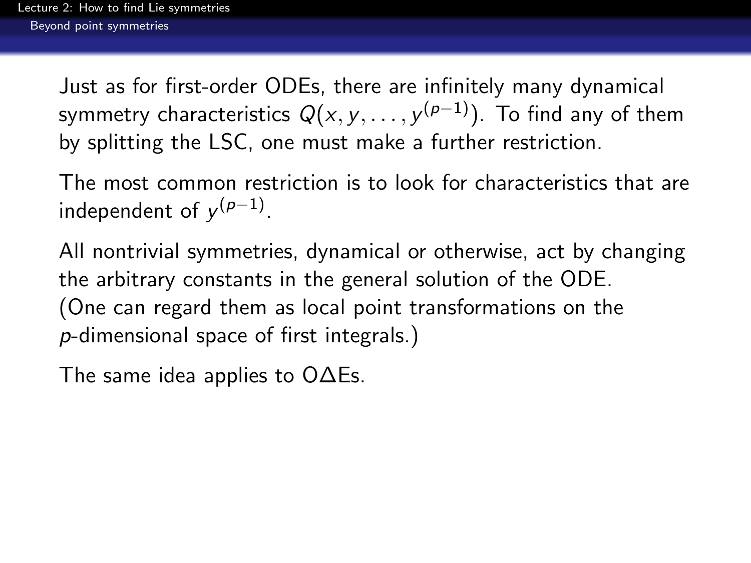Just as for first-order ODEs, there are infinitely many dynamical symmetry characteristics $Q(x, y, \ldots, y^{(p-1)})$. To find any of them by splitting the LSC, one must make a further restriction.

The most common restriction is to look for characteristics that are independent of $y^{(p-1)}$.

All nontrivial symmetries, dynamical or otherwise, act by changing the arbitrary constants in the general solution of the ODE. (One can regard them as local point transformations on the $p$-dimensional space of first integrals.)

The same idea applies to O$\Delta$Es.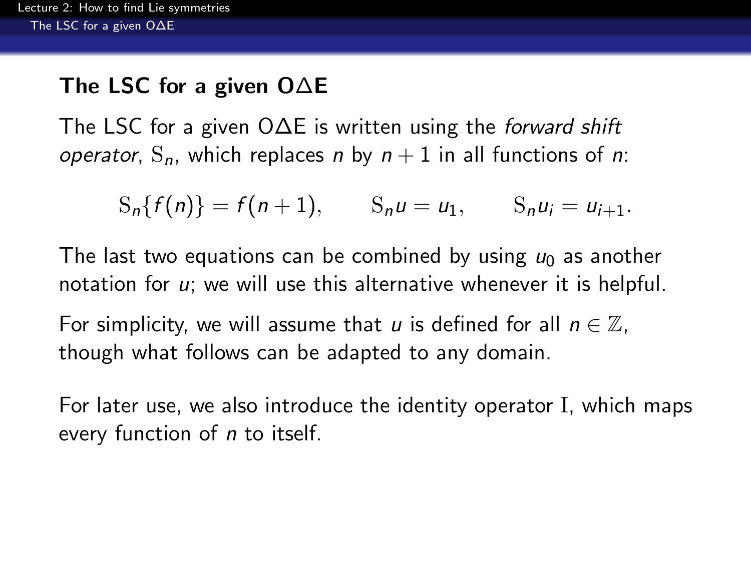## The LSC for a given O∆E

The LSC for a given O∆E is written using the *forward shift operator*, $\mathrm{S}_n$, which replaces $n$ by $n+1$ in all functions of $n$:

$$\mathrm{S}_n\{f(n)\} = f(n+1), \qquad \mathrm{S}_n u = u_1, \qquad \mathrm{S}_n u_i = u_{i+1}.$$

The last two equations can be combined by using $u_0$ as another notation for $u$; we will use this alternative whenever it is helpful.

For simplicity, we will assume that $u$ is defined for all $n \in \mathbb{Z}$, though what follows can be adapted to any domain.

For later use, we also introduce the identity operator $\mathrm{I}$, which maps every function of $n$ to itself.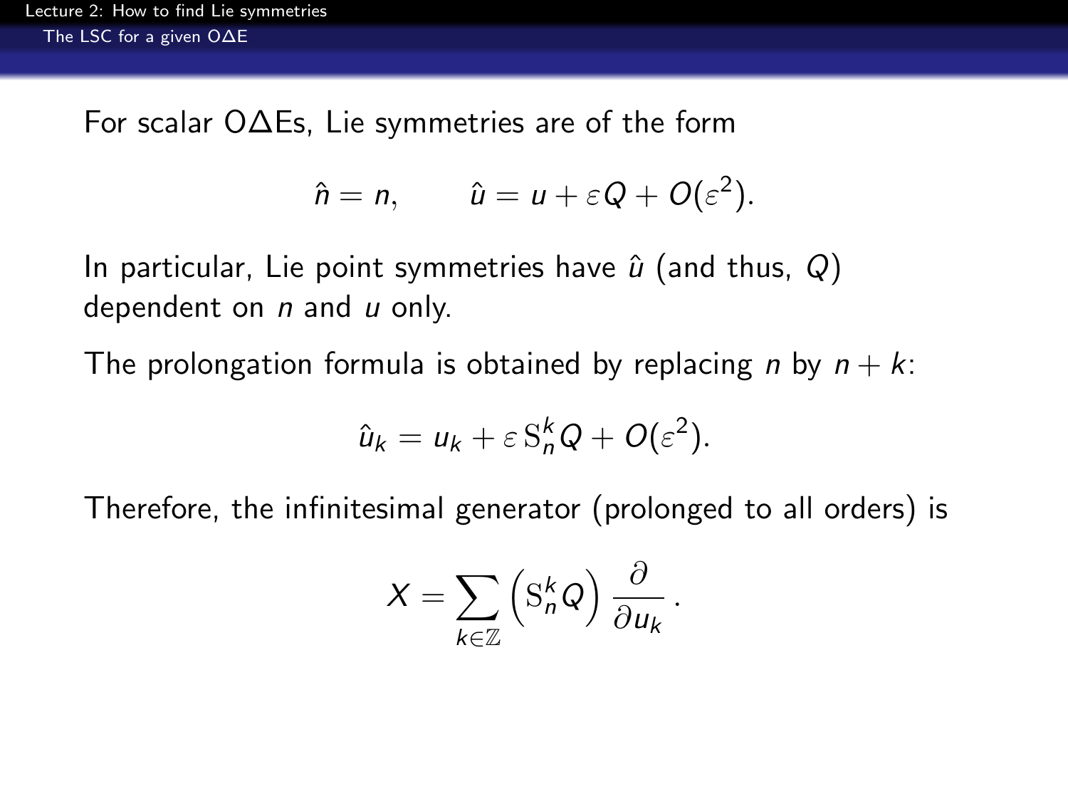For scalar O∆Es, Lie symmetries are of the form

$$\hat{n} = n, \qquad \hat{u} = u + \varepsilon Q + O(\varepsilon^2).$$

In particular, Lie point symmetries have $\hat{u}$ (and thus, $Q$) dependent on $n$ and $u$ only.

The prolongation formula is obtained by replacing $n$ by $n + k$:

$$\hat{u}_k = u_k + \varepsilon \, \mathrm{S}_n^k Q + O(\varepsilon^2).$$

Therefore, the infinitesimal generator (prolonged to all orders) is

$$X = \sum_{k \in \mathbb{Z}} \left( \mathrm{S}_n^k Q \right) \frac{\partial}{\partial u_k} \, .$$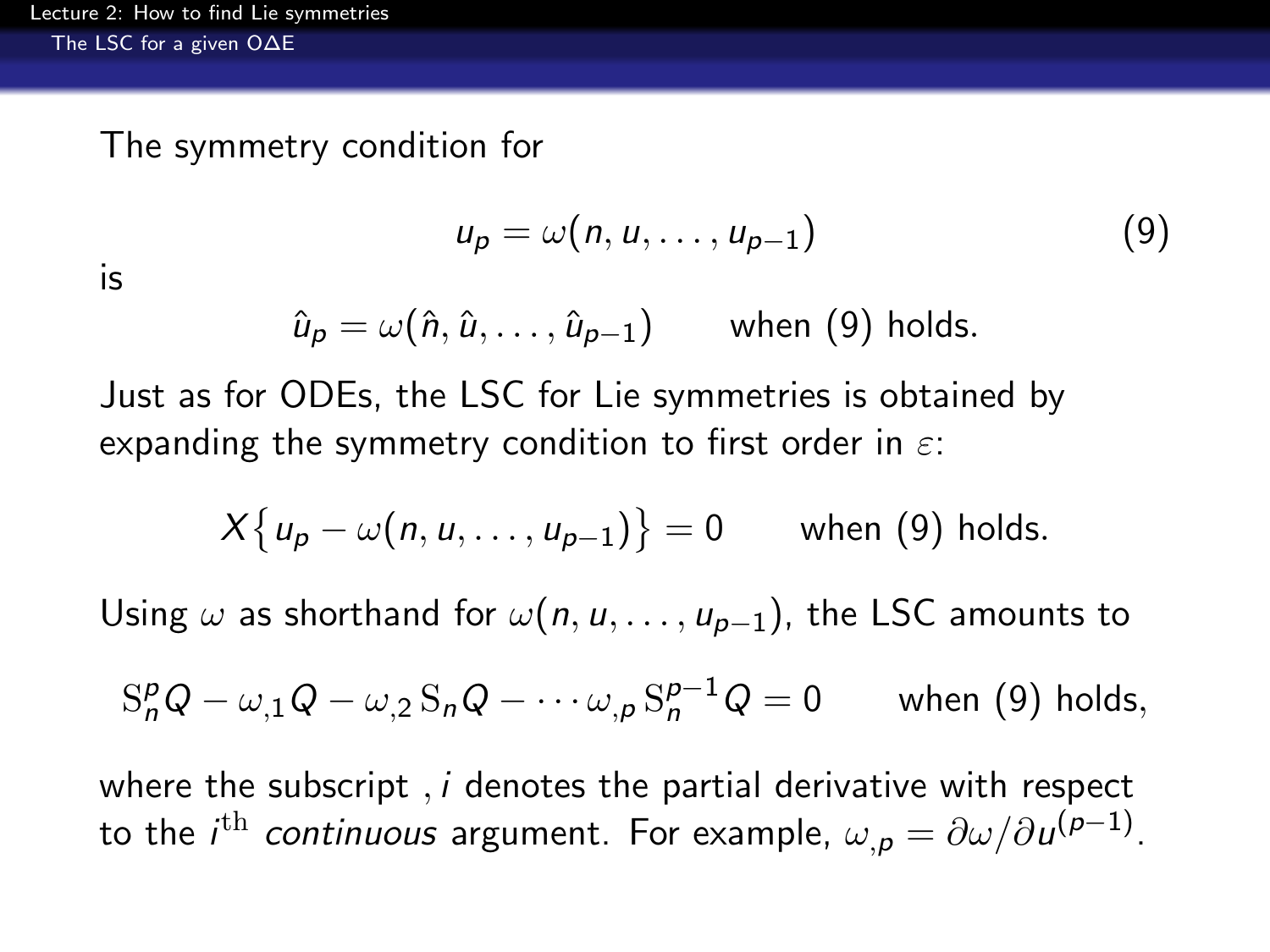The symmetry condition for

$$u_p = \omega(n, u, \ldots, u_{p-1}) \tag{9}$$

is

$$\hat{u}_p = \omega(\hat{n}, \hat{u}, \ldots, \hat{u}_{p-1}) \qquad \text{when (9) holds.}$$

Just as for ODEs, the LSC for Lie symmetries is obtained by expanding the symmetry condition to first order in $\varepsilon$:

$$X\big\{ u_p - \omega(n, u, \ldots, u_{p-1}) \big\} = 0 \qquad \text{when (9) holds.}$$

Using $\omega$ as shorthand for $\omega(n, u, \ldots, u_{p-1})$, the LSC amounts to

$$\mathrm{S}_n^p Q - \omega_{,1} Q - \omega_{,2}\, \mathrm{S}_n Q - \cdots \omega_{,p}\, \mathrm{S}_n^{p-1} Q = 0 \qquad \text{when (9) holds,}$$

where the subscript $,i$ denotes the partial derivative with respect to the $i^{\text{th}}$ *continuous* argument. For example, $\omega_{,p} = \partial\omega / \partial u^{(p-1)}$.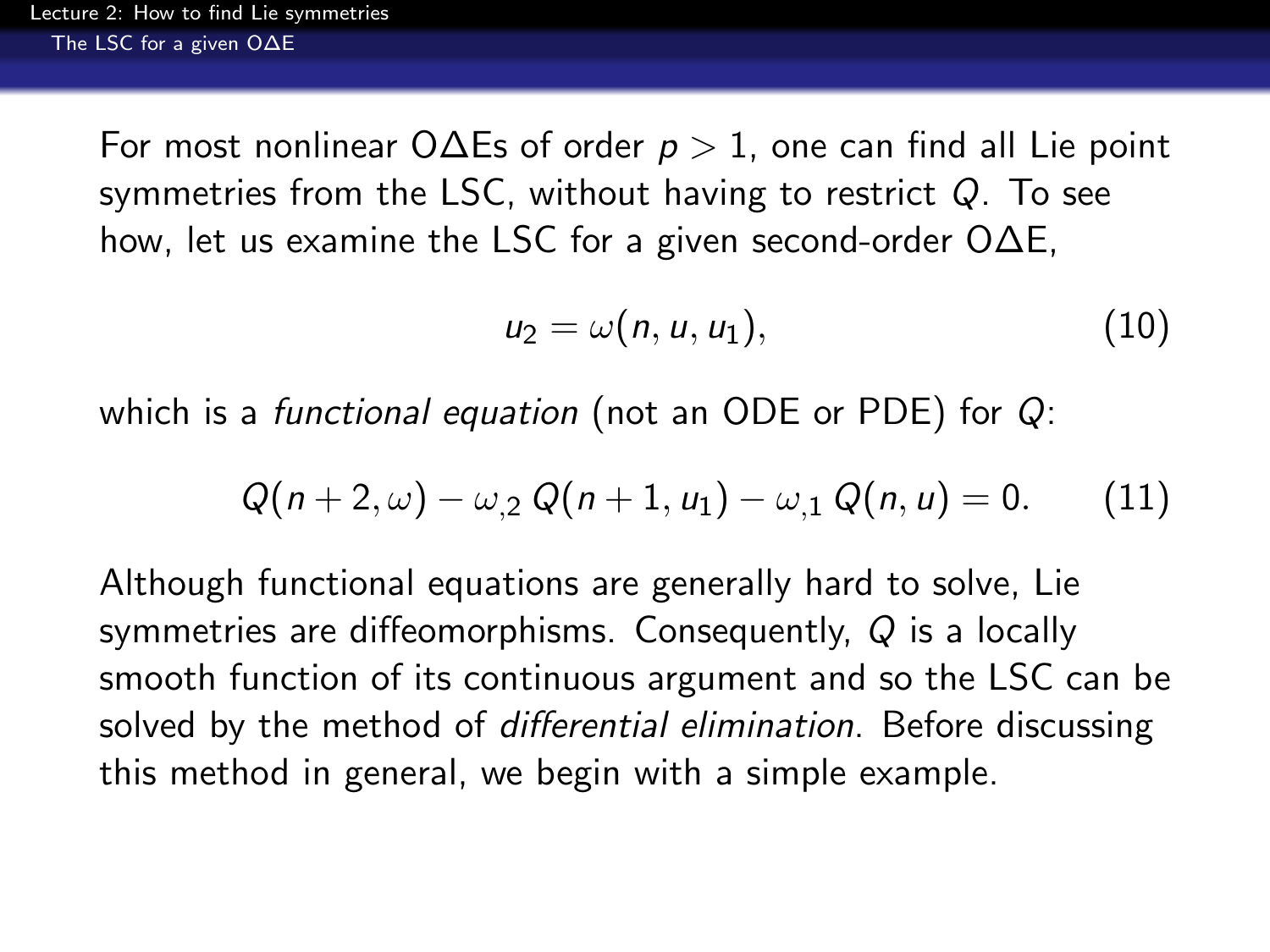For most nonlinear O∆Es of order $p > 1$, one can find all Lie point symmetries from the LSC, without having to restrict $Q$. To see how, let us examine the LSC for a given second-order O∆E,

$$u_2 = \omega(n, u, u_1), \tag{10}$$

which is a *functional equation* (not an ODE or PDE) for $Q$:

$$Q(n+2, \omega) - \omega_{,2}\, Q(n+1, u_1) - \omega_{,1}\, Q(n, u) = 0. \tag{11}$$

Although functional equations are generally hard to solve, Lie symmetries are diffeomorphisms. Consequently, $Q$ is a locally smooth function of its continuous argument and so the LSC can be solved by the method of *differential elimination*. Before discussing this method in general, we begin with a simple example.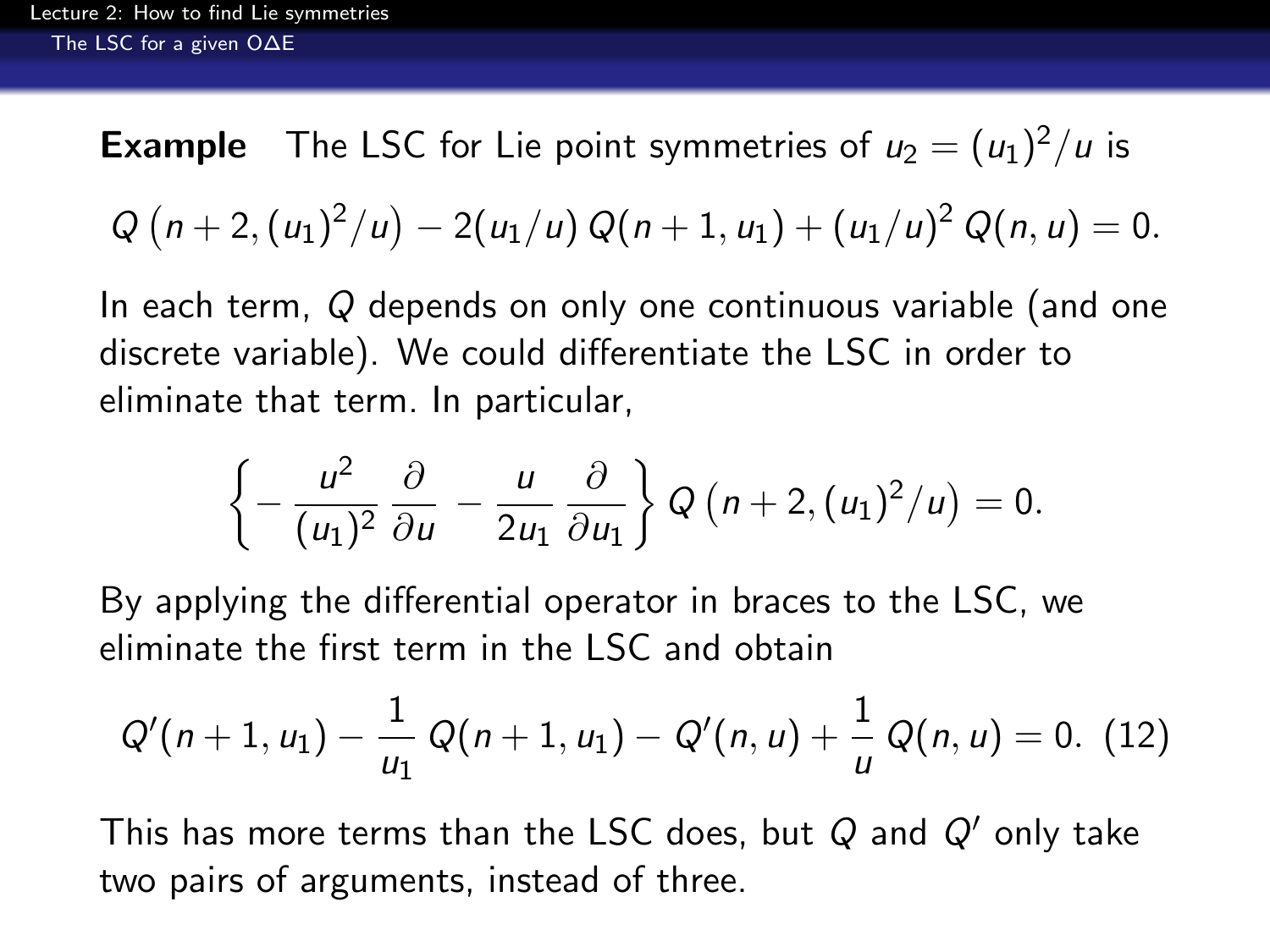**Example** The LSC for Lie point symmetries of $u_2 = (u_1)^2/u$ is

$$Q\left(n+2, (u_1)^2/u\right) - 2(u_1/u)\, Q(n+1, u_1) + (u_1/u)^2\, Q(n, u) = 0.$$

In each term, $Q$ depends on only one continuous variable (and one discrete variable). We could differentiate the LSC in order to eliminate that term. In particular,

$$\left\{ -\frac{u^2}{(u_1)^2}\frac{\partial}{\partial u} - \frac{u}{2u_1}\frac{\partial}{\partial u_1} \right\} Q\left(n+2, (u_1)^2/u\right) = 0.$$

By applying the differential operator in braces to the LSC, we eliminate the first term in the LSC and obtain

$$Q'(n+1, u_1) - \frac{1}{u_1}\, Q(n+1, u_1) - Q'(n, u) + \frac{1}{u}\, Q(n, u) = 0. \quad (12)$$

This has more terms than the LSC does, but $Q$ and $Q'$ only take two pairs of arguments, instead of three.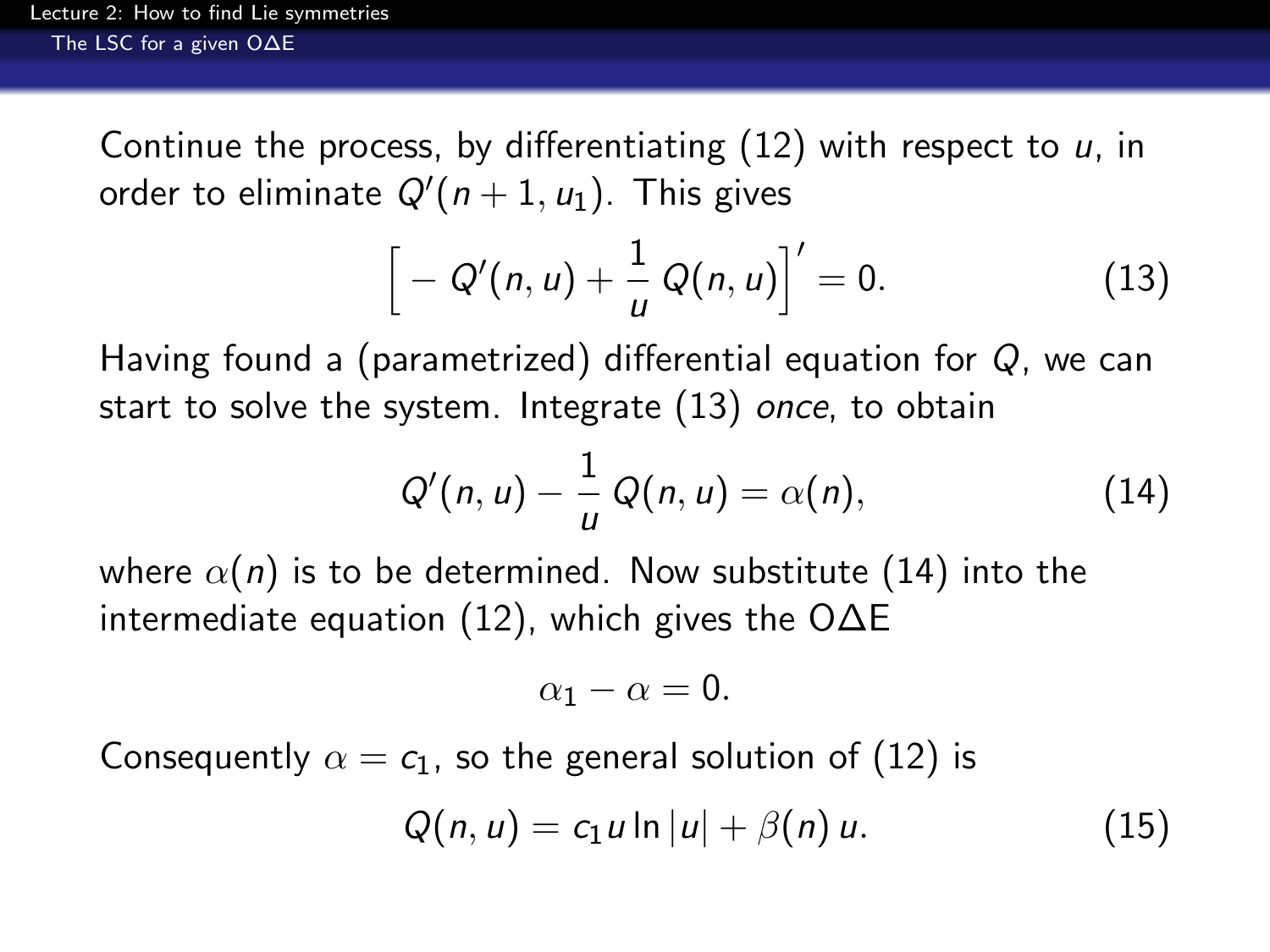Continue the process, by differentiating (12) with respect to $u$, in order to eliminate $Q'(n+1, u_1)$. This gives

$$\Big[ -Q'(n,u) + \frac{1}{u}\, Q(n,u) \Big]' = 0. \tag{13}$$

Having found a (parametrized) differential equation for $Q$, we can start to solve the system. Integrate (13) *once*, to obtain

$$Q'(n,u) - \frac{1}{u}\, Q(n,u) = \alpha(n), \tag{14}$$

where $\alpha(n)$ is to be determined. Now substitute (14) into the intermediate equation (12), which gives the O$\Delta$E

$$\alpha_1 - \alpha = 0.$$

Consequently $\alpha = c_1$, so the general solution of (12) is

$$Q(n,u) = c_1 u \ln|u| + \beta(n)\, u. \tag{15}$$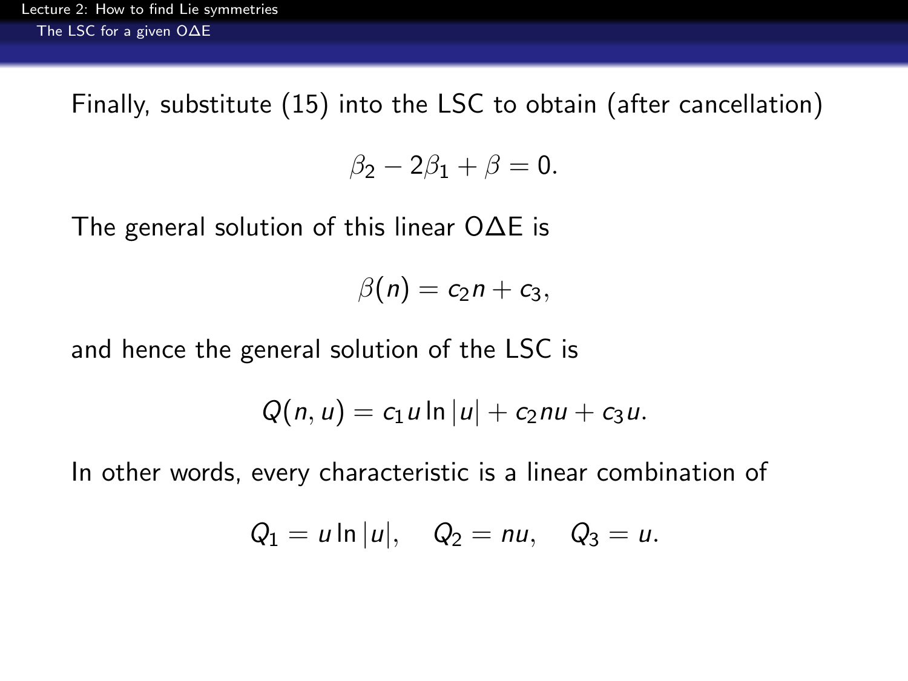Finally, substitute (15) into the LSC to obtain (after cancellation)

$$\beta_2 - 2\beta_1 + \beta = 0.$$

The general solution of this linear O∆E is

$$\beta(n) = c_2 n + c_3,$$

and hence the general solution of the LSC is

$$Q(n, u) = c_1 u \ln |u| + c_2 n u + c_3 u.$$

In other words, every characteristic is a linear combination of

$$Q_1 = u \ln |u|, \quad Q_2 = nu, \quad Q_3 = u.$$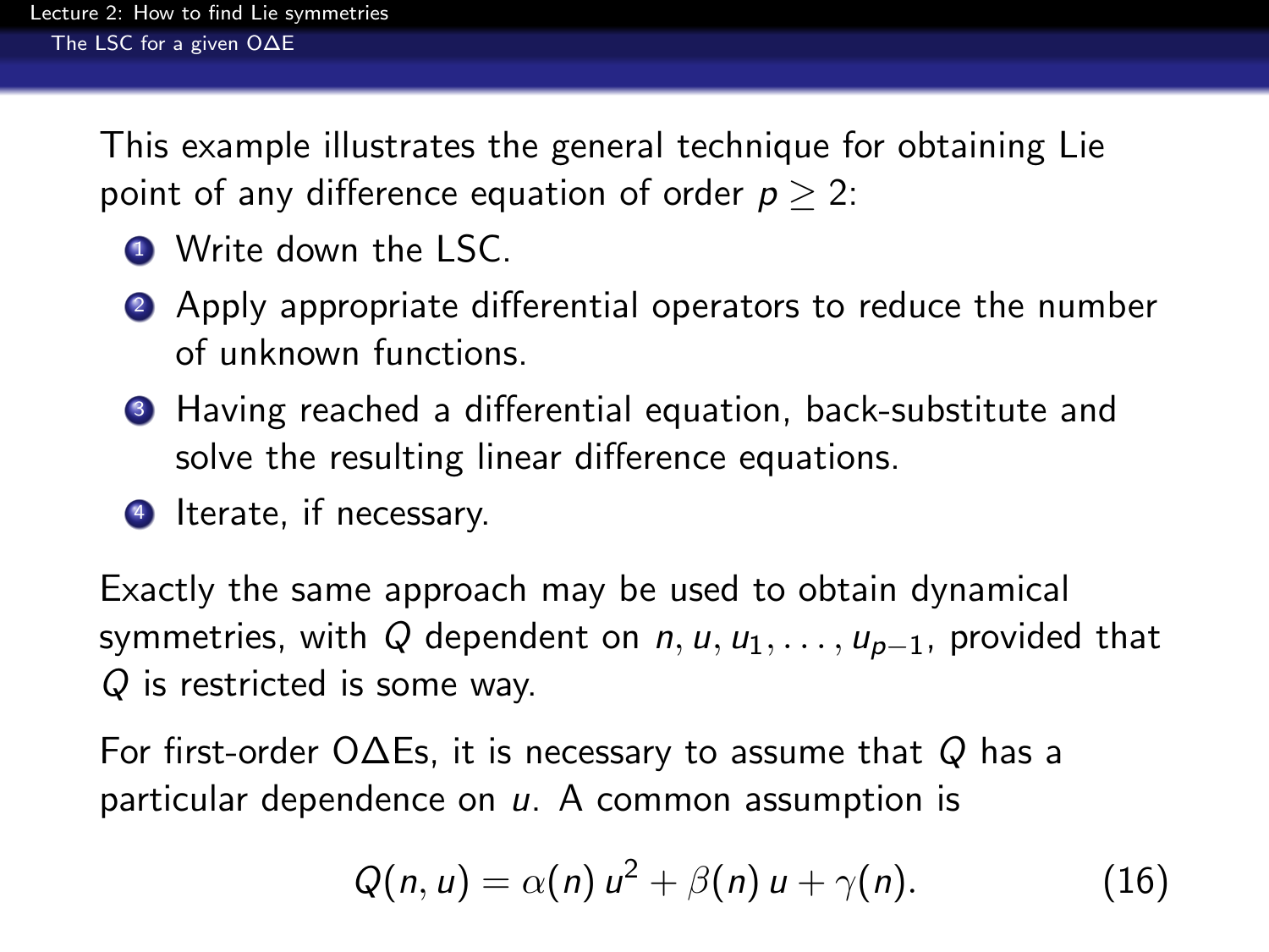This example illustrates the general technique for obtaining Lie point of any difference equation of order $p \geq 2$:

1. Write down the LSC.
2. Apply appropriate differential operators to reduce the number of unknown functions.
3. Having reached a differential equation, back-substitute and solve the resulting linear difference equations.
4. Iterate, if necessary.

Exactly the same approach may be used to obtain dynamical symmetries, with $Q$ dependent on $n, u, u_1, \ldots, u_{p-1}$, provided that $Q$ is restricted is some way.

For first-order O$\Delta$Es, it is necessary to assume that $Q$ has a particular dependence on $u$. A common assumption is

$$Q(n,u) = \alpha(n)\,u^2 + \beta(n)\,u + \gamma(n). \tag{16}$$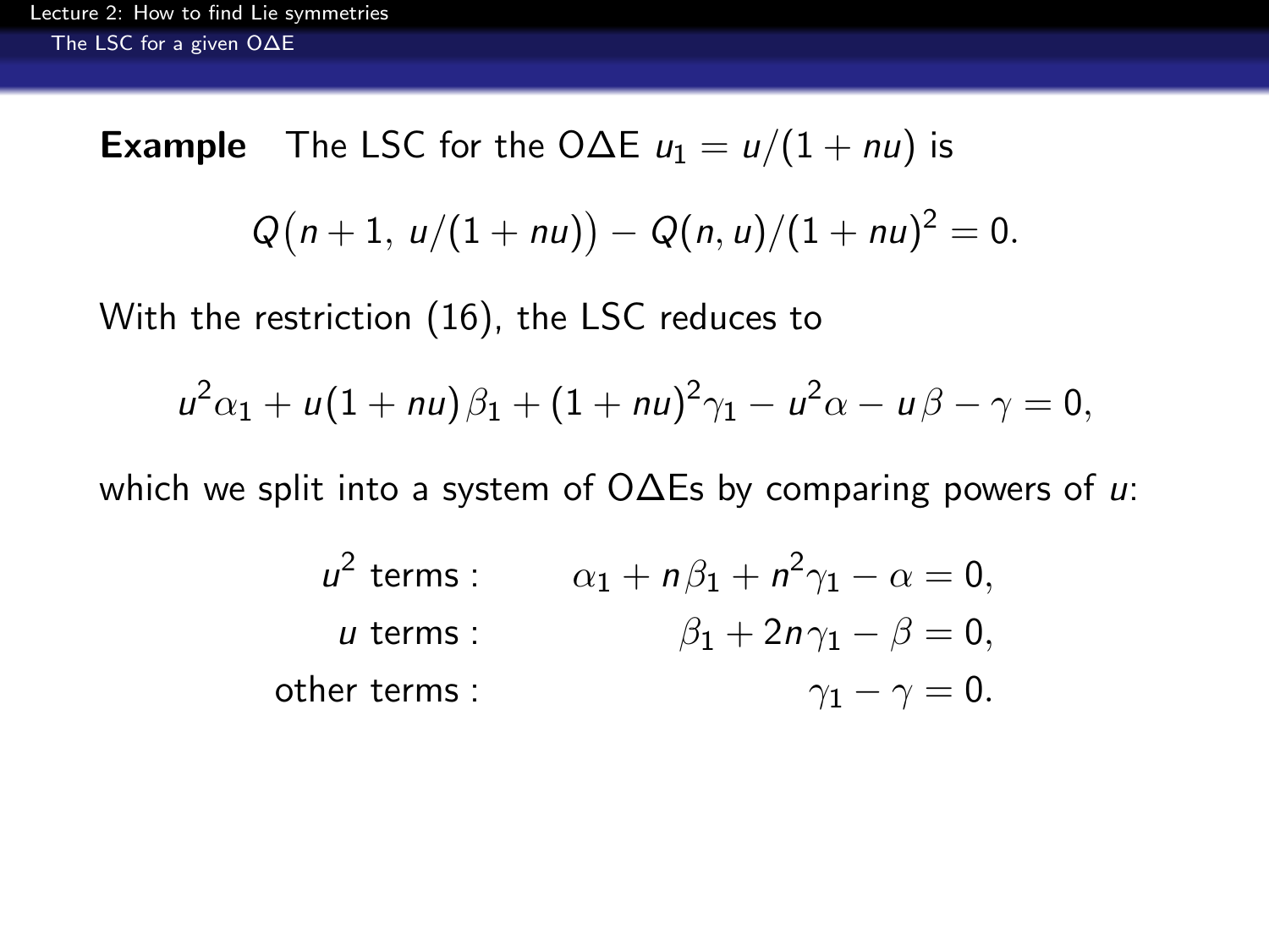**Example** The LSC for the O$\Delta$E $u_1 = u/(1+nu)$ is

$$Q\big(n+1,\ u/(1+nu)\big) - Q(n,u)/(1+nu)^2 = 0.$$

With the restriction (16), the LSC reduces to

$$u^2\alpha_1 + u(1+nu)\,\beta_1 + (1+nu)^2\gamma_1 - u^2\alpha - u\,\beta - \gamma = 0,$$

which we split into a system of O$\Delta$Es by comparing powers of $u$:

$$
\begin{aligned}
u^2 \text{ terms}: &\qquad \alpha_1 + n\,\beta_1 + n^2\gamma_1 - \alpha = 0,\\
u \text{ terms}: &\qquad \beta_1 + 2n\,\gamma_1 - \beta = 0,\\
\text{other terms}: &\qquad \gamma_1 - \gamma = 0.
\end{aligned}
$$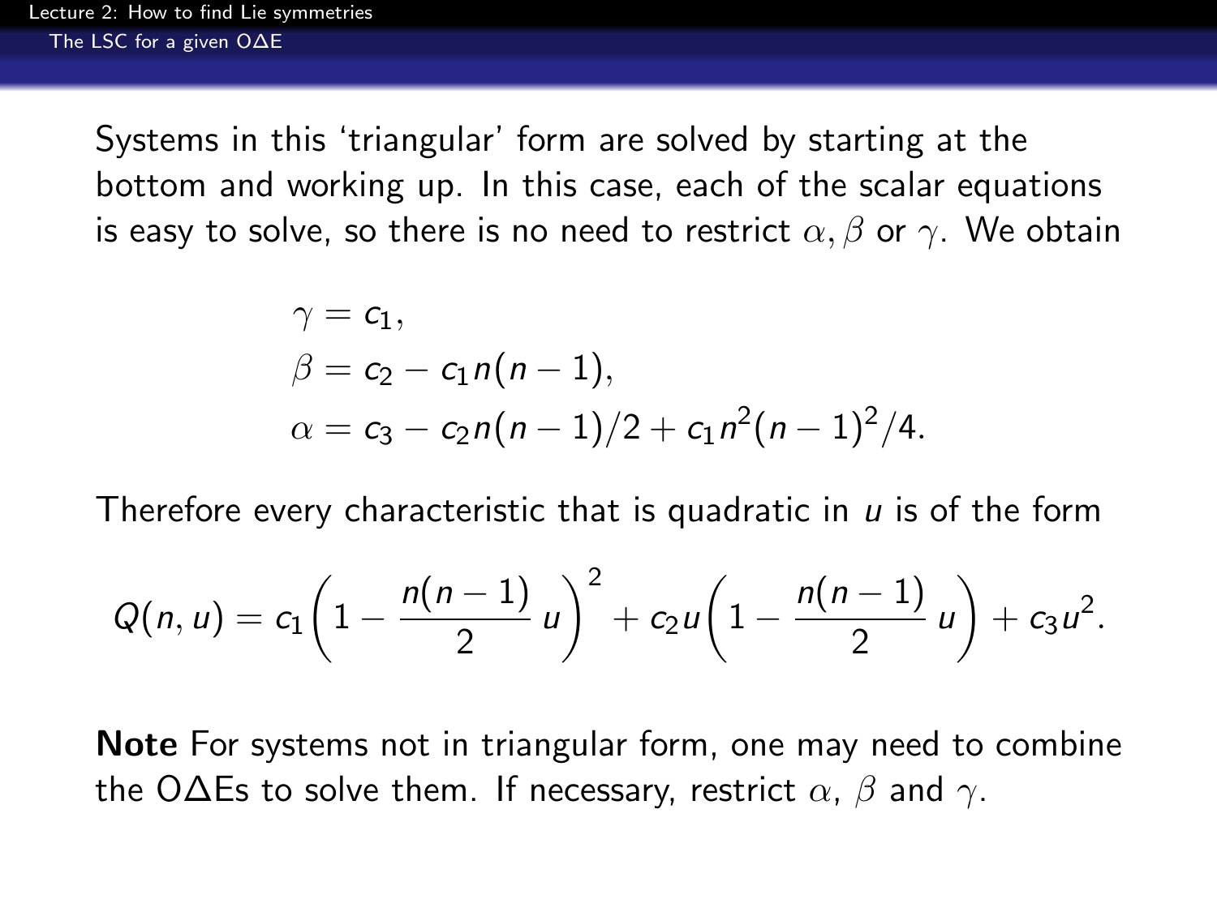Systems in this 'triangular' form are solved by starting at the bottom and working up. In this case, each of the scalar equations is easy to solve, so there is no need to restrict $\alpha, \beta$ or $\gamma$. We obtain

$$
\begin{aligned}
\gamma &= c_1, \\
\beta &= c_2 - c_1 n(n-1), \\
\alpha &= c_3 - c_2 n(n-1)/2 + c_1 n^2(n-1)^2/4.
\end{aligned}
$$

Therefore every characteristic that is quadratic in $u$ is of the form

$$
Q(n,u) = c_1 \left(1 - \frac{n(n-1)}{2}\, u\right)^2 + c_2 u \left(1 - \frac{n(n-1)}{2}\, u\right) + c_3 u^2.
$$

**Note** For systems not in triangular form, one may need to combine the O$\Delta$Es to solve them. If necessary, restrict $\alpha$, $\beta$ and $\gamma$.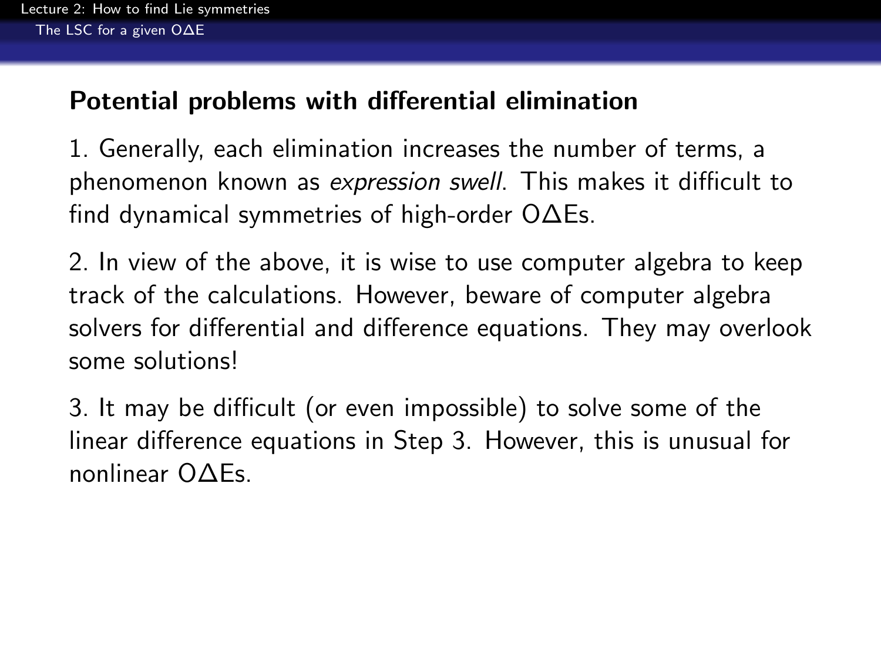## Potential problems with differential elimination

1. Generally, each elimination increases the number of terms, a phenomenon known as *expression swell*. This makes it difficult to find dynamical symmetries of high-order OΔEs.

2. In view of the above, it is wise to use computer algebra to keep track of the calculations. However, beware of computer algebra solvers for differential and difference equations. They may overlook some solutions!

3. It may be difficult (or even impossible) to solve some of the linear difference equations in Step 3. However, this is unusual for nonlinear OΔEs.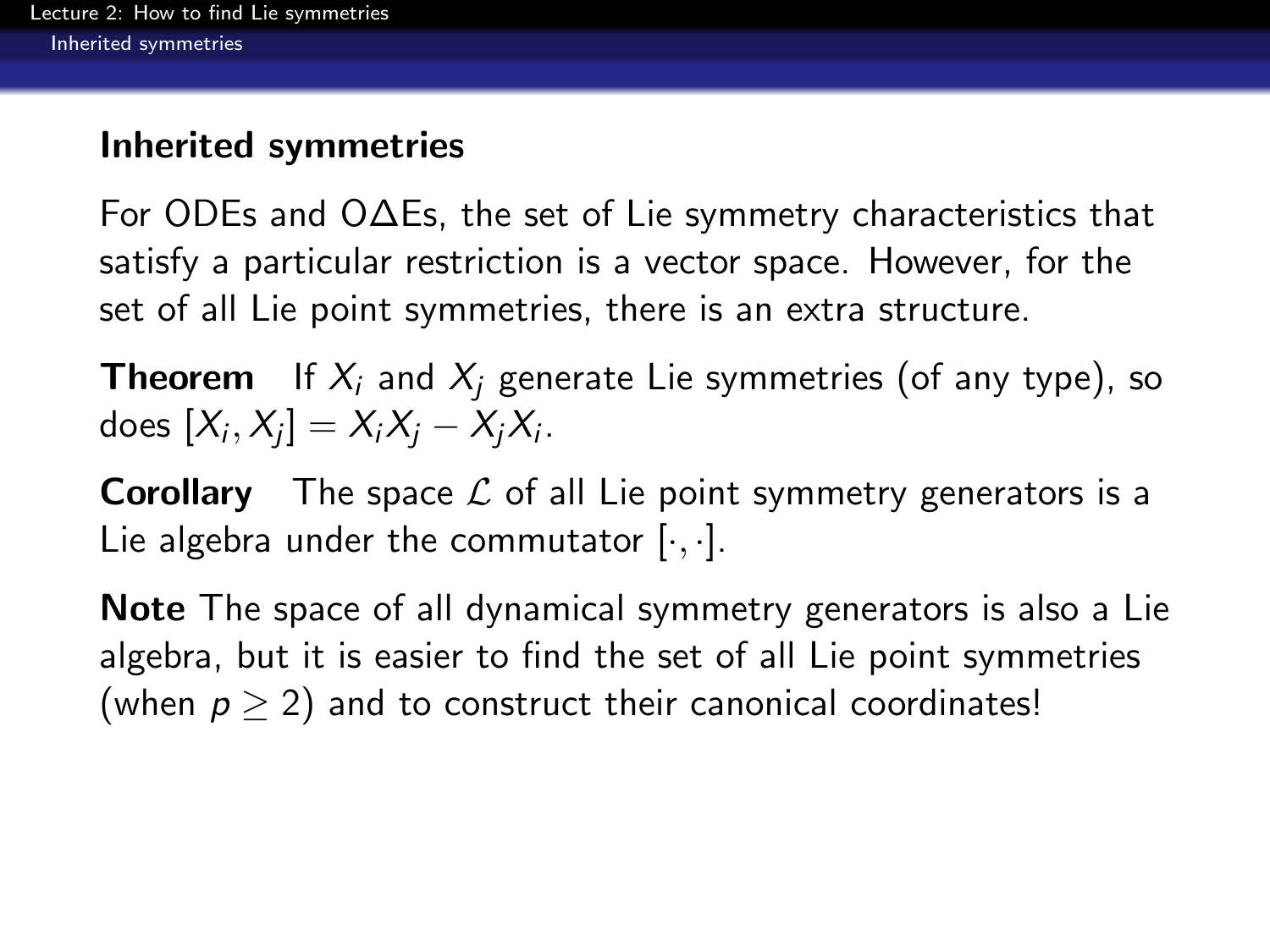## Inherited symmetries

For ODEs and OΔEs, the set of Lie symmetry characteristics that satisfy a particular restriction is a vector space. However, for the set of all Lie point symmetries, there is an extra structure.

**Theorem** If $X_i$ and $X_j$ generate Lie symmetries (of any type), so does $[X_i, X_j] = X_i X_j - X_j X_i$.

**Corollary** The space $\mathcal{L}$ of all Lie point symmetry generators is a Lie algebra under the commutator $[\cdot, \cdot]$.

**Note** The space of all dynamical symmetry generators is also a Lie algebra, but it is easier to find the set of all Lie point symmetries (when $p \geq 2$) and to construct their canonical coordinates!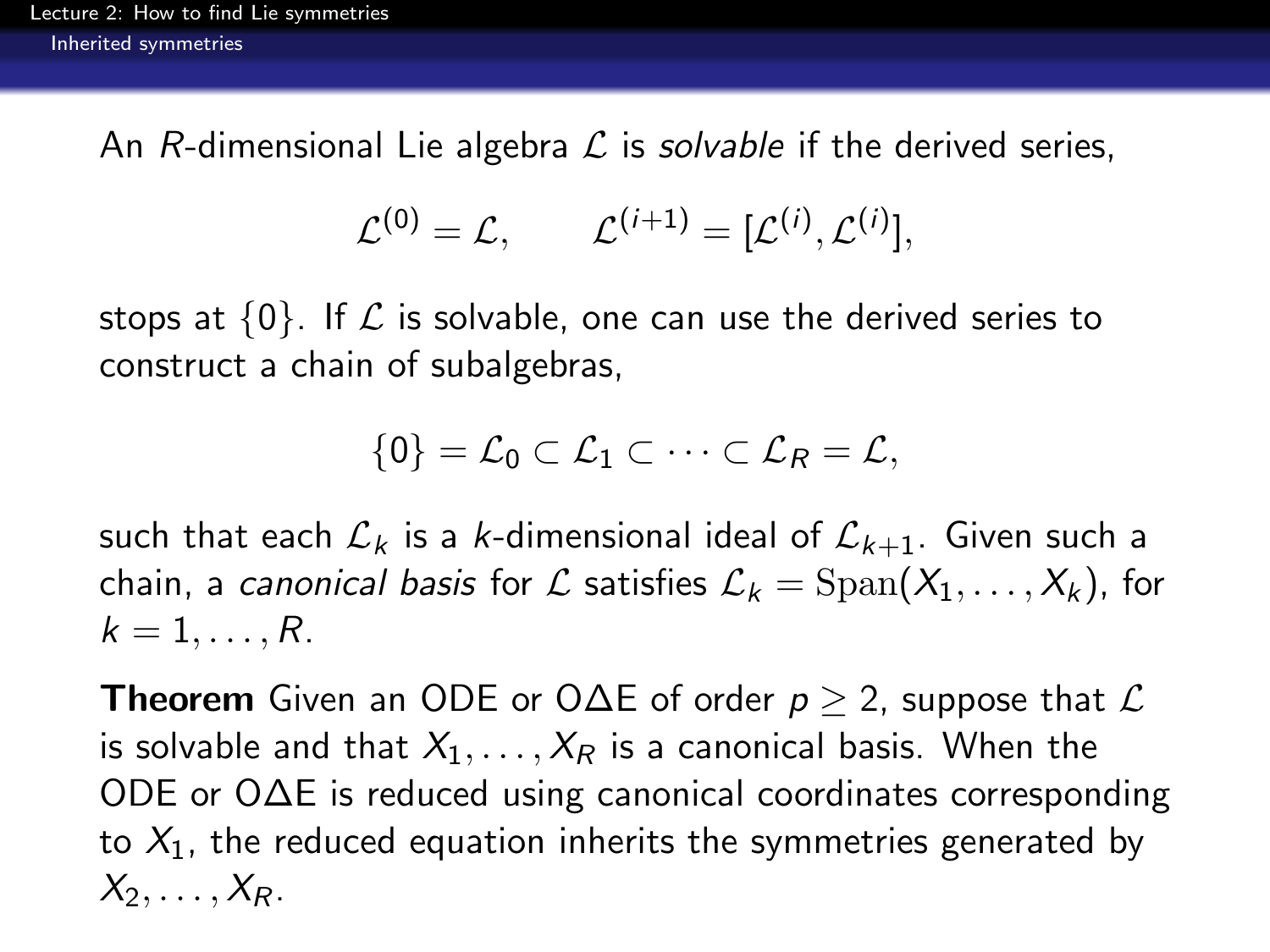An $R$-dimensional Lie algebra $\mathcal{L}$ is *solvable* if the derived series,

$$\mathcal{L}^{(0)} = \mathcal{L}, \qquad \mathcal{L}^{(i+1)} = [\mathcal{L}^{(i)}, \mathcal{L}^{(i)}],$$

stops at $\{0\}$. If $\mathcal{L}$ is solvable, one can use the derived series to construct a chain of subalgebras,

$$\{0\} = \mathcal{L}_0 \subset \mathcal{L}_1 \subset \cdots \subset \mathcal{L}_R = \mathcal{L},$$

such that each $\mathcal{L}_k$ is a $k$-dimensional ideal of $\mathcal{L}_{k+1}$. Given such a chain, a *canonical basis* for $\mathcal{L}$ satisfies $\mathcal{L}_k = \mathrm{Span}(X_1, \ldots, X_k)$, for $k = 1, \ldots, R$.

**Theorem** Given an ODE or O$\Delta$E of order $p \geq 2$, suppose that $\mathcal{L}$ is solvable and that $X_1, \ldots, X_R$ is a canonical basis. When the ODE or O$\Delta$E is reduced using canonical coordinates corresponding to $X_1$, the reduced equation inherits the symmetries generated by $X_2, \ldots, X_R$.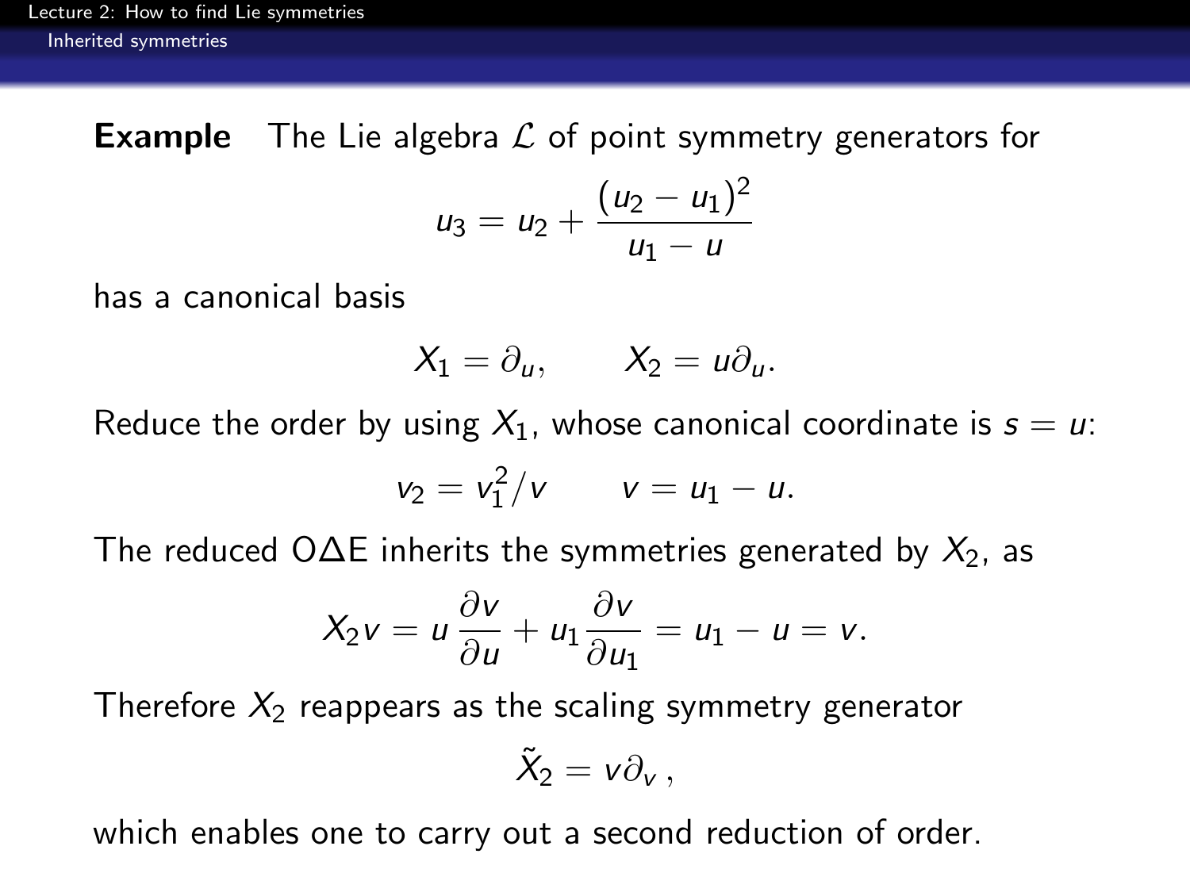**Example** The Lie algebra $\mathcal{L}$ of point symmetry generators for

$$u_3 = u_2 + \frac{(u_2 - u_1)^2}{u_1 - u}$$

has a canonical basis

$$X_1 = \partial_u, \qquad X_2 = u\partial_u.$$

Reduce the order by using $X_1$, whose canonical coordinate is $s = u$:

$$v_2 = v_1^2/v \qquad v = u_1 - u.$$

The reduced O$\Delta$E inherits the symmetries generated by $X_2$, as

$$X_2 v = u\,\frac{\partial v}{\partial u} + u_1 \frac{\partial v}{\partial u_1} = u_1 - u = v.$$

Therefore $X_2$ reappears as the scaling symmetry generator

$$\tilde{X}_2 = v\partial_v\,,$$

which enables one to carry out a second reduction of order.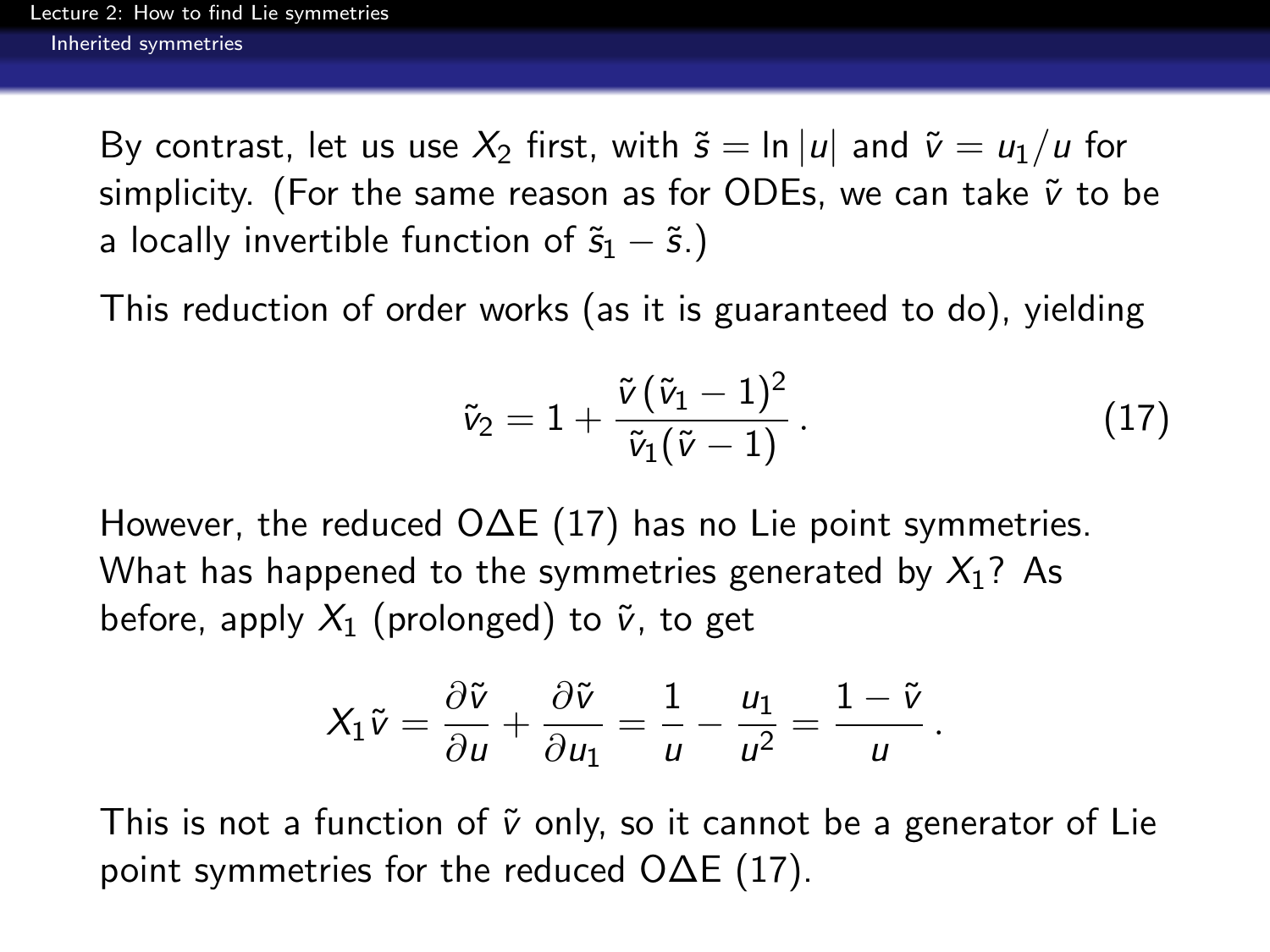By contrast, let us use $X_2$ first, with $\tilde{s} = \ln|u|$ and $\tilde{v} = u_1/u$ for simplicity. (For the same reason as for ODEs, we can take $\tilde{v}$ to be a locally invertible function of $\tilde{s}_1 - \tilde{s}$.)

This reduction of order works (as it is guaranteed to do), yielding

$$\tilde{v}_2 = 1 + \frac{\tilde{v}\,(\tilde{v}_1 - 1)^2}{\tilde{v}_1(\tilde{v} - 1)}\,. \tag{17}$$

However, the reduced O$\Delta$E (17) has no Lie point symmetries. What has happened to the symmetries generated by $X_1$? As before, apply $X_1$ (prolonged) to $\tilde{v}$, to get

$$X_1\tilde{v} = \frac{\partial\tilde{v}}{\partial u} + \frac{\partial\tilde{v}}{\partial u_1} = \frac{1}{u} - \frac{u_1}{u^2} = \frac{1-\tilde{v}}{u}\,.$$

This is not a function of $\tilde{v}$ only, so it cannot be a generator of Lie point symmetries for the reduced O$\Delta$E (17).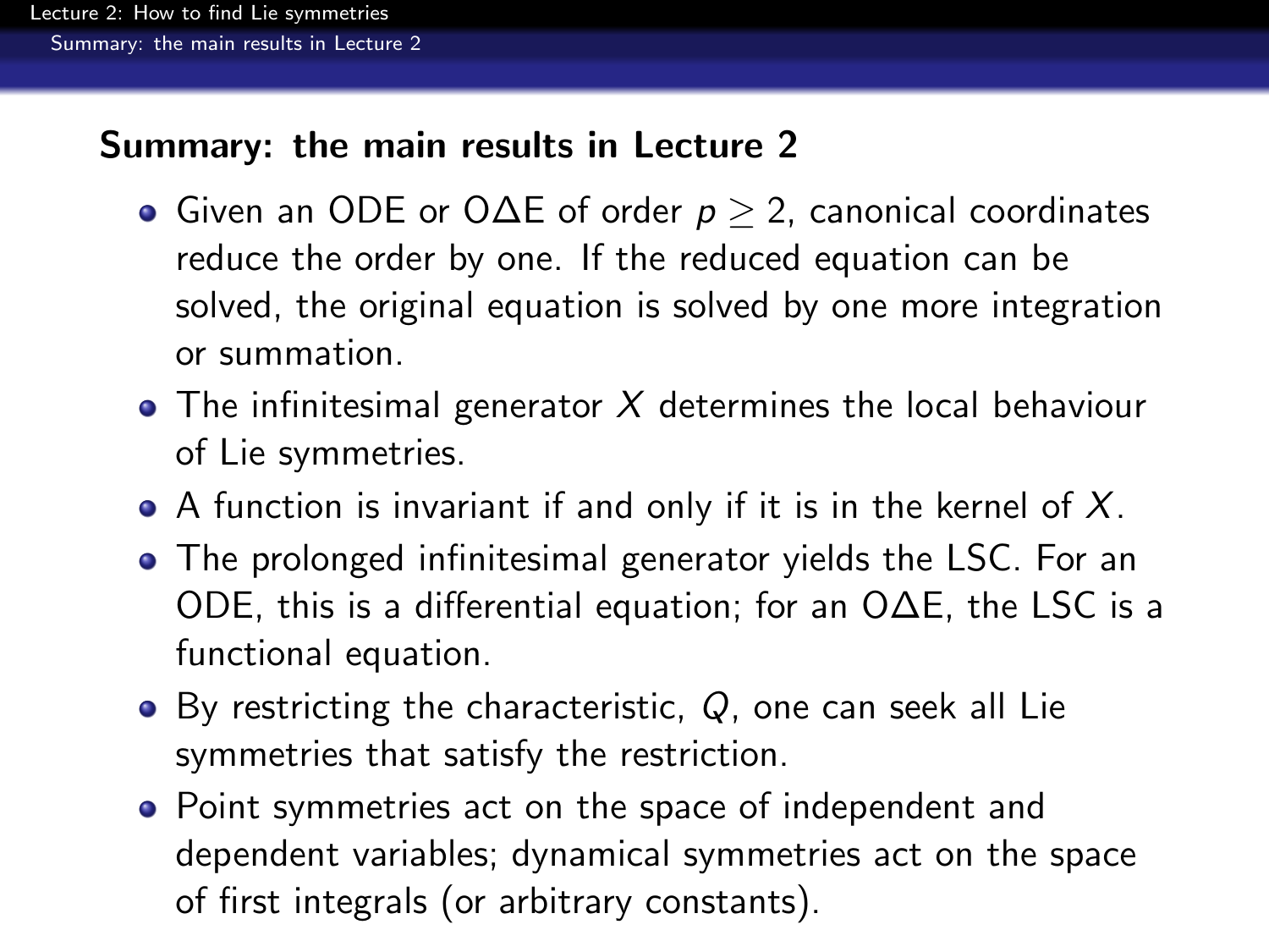## Summary: the main results in Lecture 2

- Given an ODE or O$\Delta$E of order $p \geq 2$, canonical coordinates reduce the order by one. If the reduced equation can be solved, the original equation is solved by one more integration or summation.
- The infinitesimal generator $X$ determines the local behaviour of Lie symmetries.
- A function is invariant if and only if it is in the kernel of $X$.
- The prolonged infinitesimal generator yields the LSC. For an ODE, this is a differential equation; for an O$\Delta$E, the LSC is a functional equation.
- By restricting the characteristic, $Q$, one can seek all Lie symmetries that satisfy the restriction.
- Point symmetries act on the space of independent and dependent variables; dynamical symmetries act on the space of first integrals (or arbitrary constants).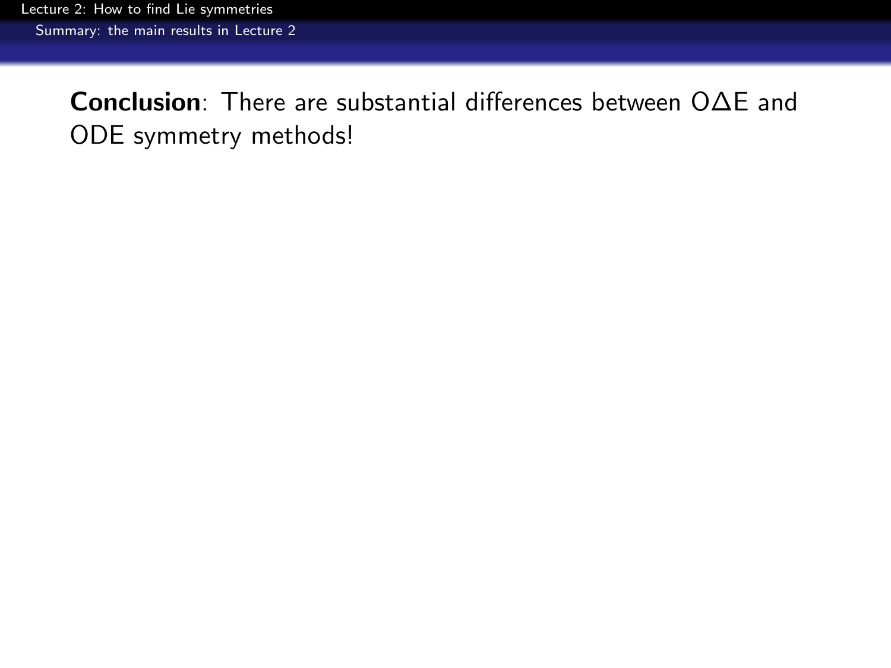**Conclusion**: There are substantial differences between O$\Delta$E and ODE symmetry methods!